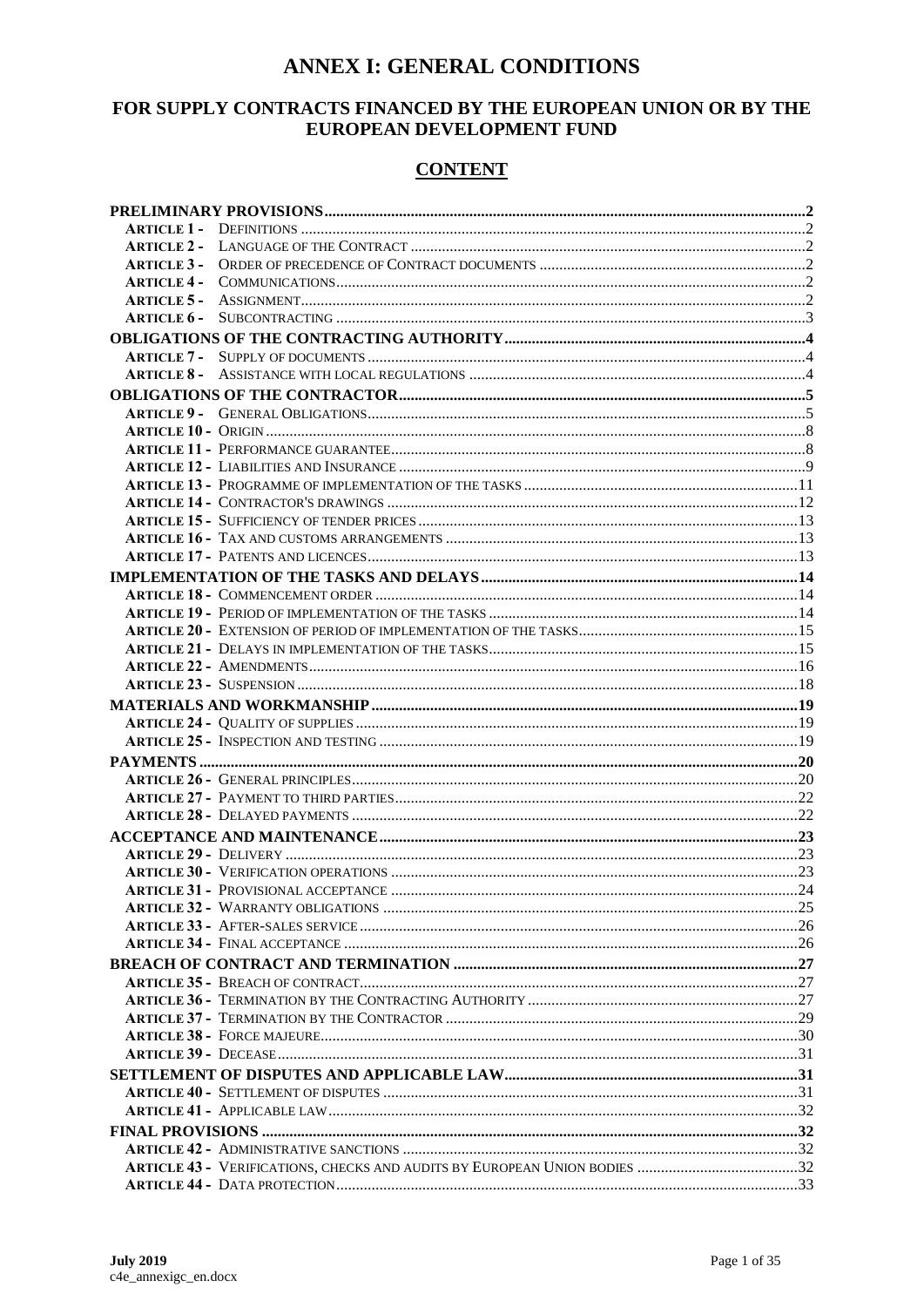# ANNEX I: GENERAL CONDITIONS

## FOR SUPPLY CONTRACTS FINANCED BY THE EUROPEAN UNION OR BY THE EUROPEAN DEVELOPMENT FUND

## CONTENT

**PRELIMINARY PROVISIONS** ..... 2
- **ARTICLE 1 -** DEFINITIONS ..... 2
- **ARTICLE 2 -** LANGUAGE OF THE CONTRACT ..... 2
- **ARTICLE 3 -** ORDER OF PRECEDENCE OF CONTRACT DOCUMENTS ..... 2
- **ARTICLE 4 -** COMMUNICATIONS ..... 2
- **ARTICLE 5 -** ASSIGNMENT ..... 2
- **ARTICLE 6 -** SUBCONTRACTING ..... 3

**OBLIGATIONS OF THE CONTRACTING AUTHORITY** ..... 4
- **ARTICLE 7 -** SUPPLY OF DOCUMENTS ..... 4
- **ARTICLE 8 -** ASSISTANCE WITH LOCAL REGULATIONS ..... 4

**OBLIGATIONS OF THE CONTRACTOR** ..... 5
- **ARTICLE 9 -** GENERAL OBLIGATIONS ..... 5
- **ARTICLE 10 -** ORIGIN ..... 8
- **ARTICLE 11 -** PERFORMANCE GUARANTEE ..... 8
- **ARTICLE 12 -** LIABILITIES AND INSURANCE ..... 9
- **ARTICLE 13 -** PROGRAMME OF IMPLEMENTATION OF THE TASKS ..... 11
- **ARTICLE 14 -** CONTRACTOR'S DRAWINGS ..... 12
- **ARTICLE 15 -** SUFFICIENCY OF TENDER PRICES ..... 13
- **ARTICLE 16 -** TAX AND CUSTOMS ARRANGEMENTS ..... 13
- **ARTICLE 17 -** PATENTS AND LICENCES ..... 13

**IMPLEMENTATION OF THE TASKS AND DELAYS** ..... 14
- **ARTICLE 18 -** COMMENCEMENT ORDER ..... 14
- **ARTICLE 19 -** PERIOD OF IMPLEMENTATION OF THE TASKS ..... 14
- **ARTICLE 20 -** EXTENSION OF PERIOD OF IMPLEMENTATION OF THE TASKS ..... 15
- **ARTICLE 21 -** DELAYS IN IMPLEMENTATION OF THE TASKS ..... 15
- **ARTICLE 22 -** AMENDMENTS ..... 16
- **ARTICLE 23 -** SUSPENSION ..... 18

**MATERIALS AND WORKMANSHIP** ..... 19
- **ARTICLE 24 -** QUALITY OF SUPPLIES ..... 19
- **ARTICLE 25 -** INSPECTION AND TESTING ..... 19

**PAYMENTS** ..... 20
- **ARTICLE 26 -** GENERAL PRINCIPLES ..... 20
- **ARTICLE 27 -** PAYMENT TO THIRD PARTIES ..... 22
- **ARTICLE 28 -** DELAYED PAYMENTS ..... 22

**ACCEPTANCE AND MAINTENANCE** ..... 23
- **ARTICLE 29 -** DELIVERY ..... 23
- **ARTICLE 30 -** VERIFICATION OPERATIONS ..... 23
- **ARTICLE 31 -** PROVISIONAL ACCEPTANCE ..... 24
- **ARTICLE 32 -** WARRANTY OBLIGATIONS ..... 25
- **ARTICLE 33 -** AFTER-SALES SERVICE ..... 26
- **ARTICLE 34 -** FINAL ACCEPTANCE ..... 26

**BREACH OF CONTRACT AND TERMINATION** ..... 27
- **ARTICLE 35 -** BREACH OF CONTRACT ..... 27
- **ARTICLE 36 -** TERMINATION BY THE CONTRACTING AUTHORITY ..... 27
- **ARTICLE 37 -** TERMINATION BY THE CONTRACTOR ..... 29
- **ARTICLE 38 -** FORCE MAJEURE ..... 30
- **ARTICLE 39 -** DECEASE ..... 31

**SETTLEMENT OF DISPUTES AND APPLICABLE LAW** ..... 31
- **ARTICLE 40 -** SETTLEMENT OF DISPUTES ..... 31
- **ARTICLE 41 -** APPLICABLE LAW ..... 32

**FINAL PROVISIONS** ..... 32
- **ARTICLE 42 -** ADMINISTRATIVE SANCTIONS ..... 32
- **ARTICLE 43 -** VERIFICATIONS, CHECKS AND AUDITS BY EUROPEAN UNION BODIES ..... 32
- **ARTICLE 44 -** DATA PROTECTION ..... 33

**July 2019**
c4e_annexigc_en.docx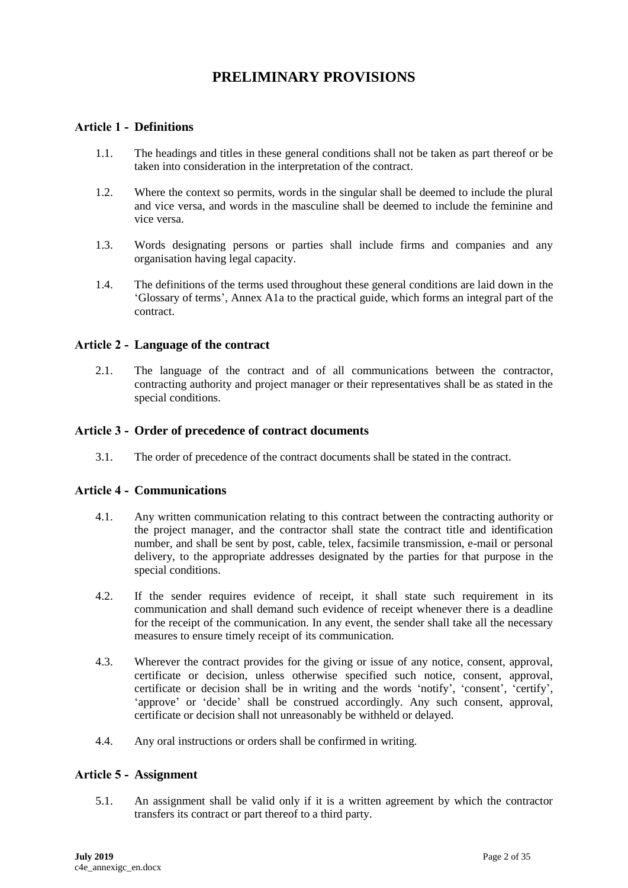# PRELIMINARY PROVISIONS

## Article 1 - Definitions

1.1. The headings and titles in these general conditions shall not be taken as part thereof or be taken into consideration in the interpretation of the contract.

1.2. Where the context so permits, words in the singular shall be deemed to include the plural and vice versa, and words in the masculine shall be deemed to include the feminine and vice versa.

1.3. Words designating persons or parties shall include firms and companies and any organisation having legal capacity.

1.4. The definitions of the terms used throughout these general conditions are laid down in the 'Glossary of terms', Annex A1a to the practical guide, which forms an integral part of the contract.

## Article 2 - Language of the contract

2.1. The language of the contract and of all communications between the contractor, contracting authority and project manager or their representatives shall be as stated in the special conditions.

## Article 3 - Order of precedence of contract documents

3.1. The order of precedence of the contract documents shall be stated in the contract.

## Article 4 - Communications

4.1. Any written communication relating to this contract between the contracting authority or the project manager, and the contractor shall state the contract title and identification number, and shall be sent by post, cable, telex, facsimile transmission, e-mail or personal delivery, to the appropriate addresses designated by the parties for that purpose in the special conditions.

4.2. If the sender requires evidence of receipt, it shall state such requirement in its communication and shall demand such evidence of receipt whenever there is a deadline for the receipt of the communication. In any event, the sender shall take all the necessary measures to ensure timely receipt of its communication.

4.3. Wherever the contract provides for the giving or issue of any notice, consent, approval, certificate or decision, unless otherwise specified such notice, consent, approval, certificate or decision shall be in writing and the words 'notify', 'consent', 'certify', 'approve' or 'decide' shall be construed accordingly. Any such consent, approval, certificate or decision shall not unreasonably be withheld or delayed.

4.4. Any oral instructions or orders shall be confirmed in writing.

## Article 5 - Assignment

5.1. An assignment shall be valid only if it is a written agreement by which the contractor transfers its contract or part thereof to a third party.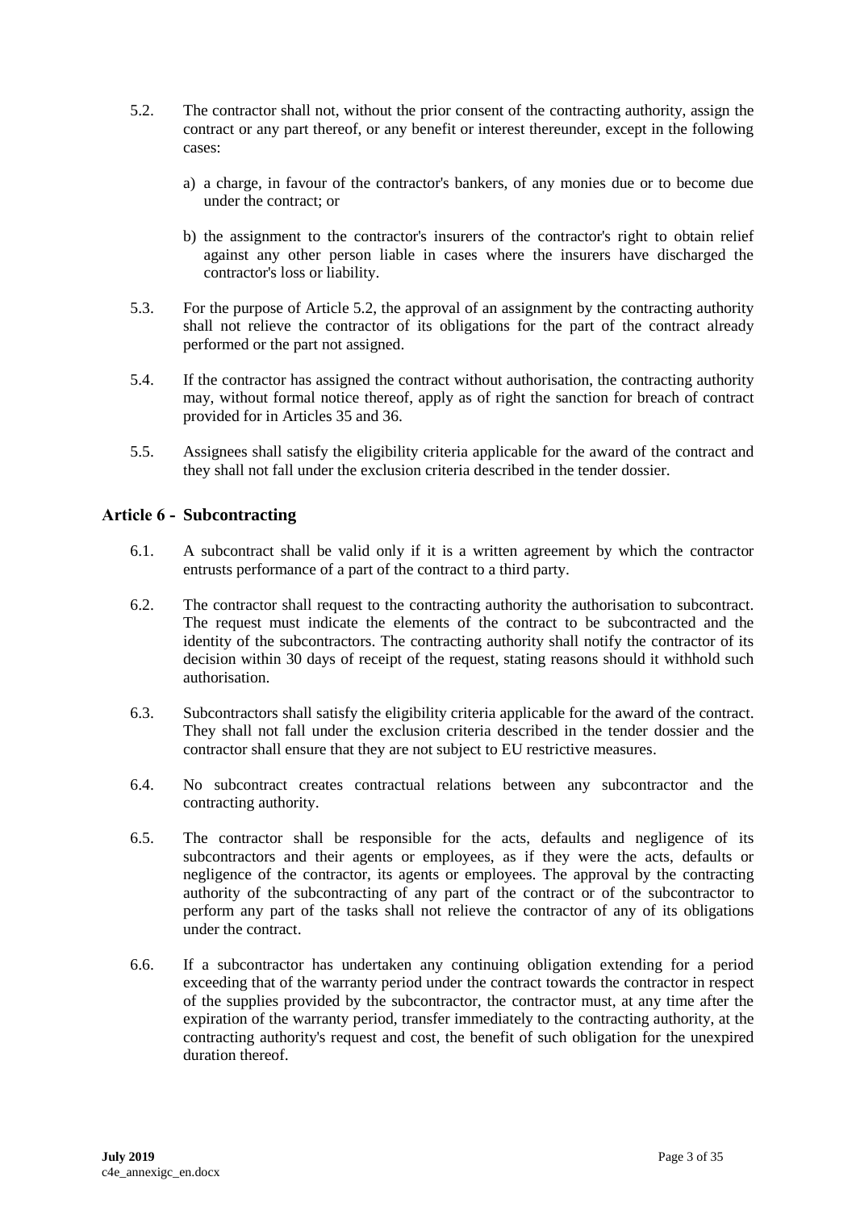5.2. The contractor shall not, without the prior consent of the contracting authority, assign the contract or any part thereof, or any benefit or interest thereunder, except in the following cases:

a) a charge, in favour of the contractor's bankers, of any monies due or to become due under the contract; or

b) the assignment to the contractor's insurers of the contractor's right to obtain relief against any other person liable in cases where the insurers have discharged the contractor's loss or liability.

5.3. For the purpose of Article 5.2, the approval of an assignment by the contracting authority shall not relieve the contractor of its obligations for the part of the contract already performed or the part not assigned.

5.4. If the contractor has assigned the contract without authorisation, the contracting authority may, without formal notice thereof, apply as of right the sanction for breach of contract provided for in Articles 35 and 36.

5.5. Assignees shall satisfy the eligibility criteria applicable for the award of the contract and they shall not fall under the exclusion criteria described in the tender dossier.

## Article 6 - Subcontracting

6.1. A subcontract shall be valid only if it is a written agreement by which the contractor entrusts performance of a part of the contract to a third party.

6.2. The contractor shall request to the contracting authority the authorisation to subcontract. The request must indicate the elements of the contract to be subcontracted and the identity of the subcontractors. The contracting authority shall notify the contractor of its decision within 30 days of receipt of the request, stating reasons should it withhold such authorisation.

6.3. Subcontractors shall satisfy the eligibility criteria applicable for the award of the contract. They shall not fall under the exclusion criteria described in the tender dossier and the contractor shall ensure that they are not subject to EU restrictive measures.

6.4. No subcontract creates contractual relations between any subcontractor and the contracting authority.

6.5. The contractor shall be responsible for the acts, defaults and negligence of its subcontractors and their agents or employees, as if they were the acts, defaults or negligence of the contractor, its agents or employees. The approval by the contracting authority of the subcontracting of any part of the contract or of the subcontractor to perform any part of the tasks shall not relieve the contractor of any of its obligations under the contract.

6.6. If a subcontractor has undertaken any continuing obligation extending for a period exceeding that of the warranty period under the contract towards the contractor in respect of the supplies provided by the subcontractor, the contractor must, at any time after the expiration of the warranty period, transfer immediately to the contracting authority, at the contracting authority's request and cost, the benefit of such obligation for the unexpired duration thereof.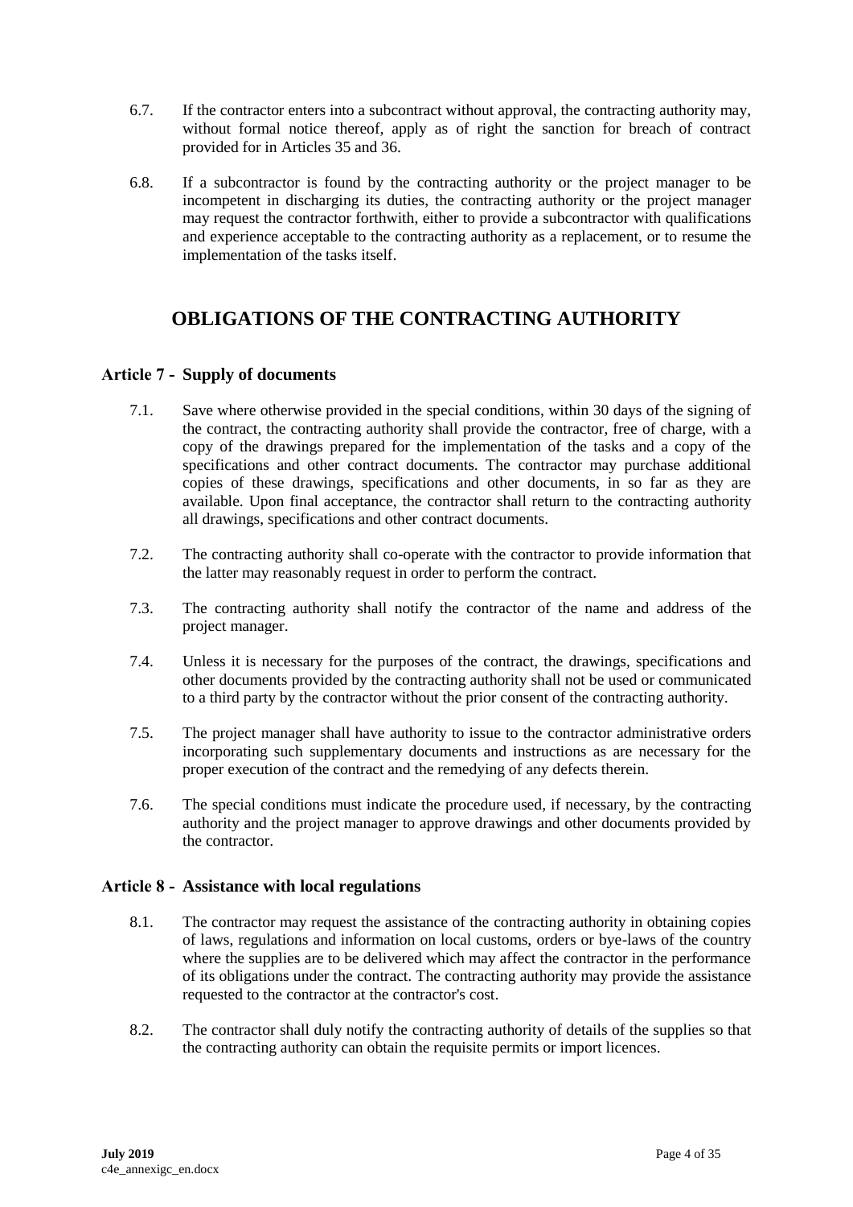6.7. If the contractor enters into a subcontract without approval, the contracting authority may, without formal notice thereof, apply as of right the sanction for breach of contract provided for in Articles 35 and 36.

6.8. If a subcontractor is found by the contracting authority or the project manager to be incompetent in discharging its duties, the contracting authority or the project manager may request the contractor forthwith, either to provide a subcontractor with qualifications and experience acceptable to the contracting authority as a replacement, or to resume the implementation of the tasks itself.

# OBLIGATIONS OF THE CONTRACTING AUTHORITY

## Article 7 - Supply of documents

7.1. Save where otherwise provided in the special conditions, within 30 days of the signing of the contract, the contracting authority shall provide the contractor, free of charge, with a copy of the drawings prepared for the implementation of the tasks and a copy of the specifications and other contract documents. The contractor may purchase additional copies of these drawings, specifications and other documents, in so far as they are available. Upon final acceptance, the contractor shall return to the contracting authority all drawings, specifications and other contract documents.

7.2. The contracting authority shall co-operate with the contractor to provide information that the latter may reasonably request in order to perform the contract.

7.3. The contracting authority shall notify the contractor of the name and address of the project manager.

7.4. Unless it is necessary for the purposes of the contract, the drawings, specifications and other documents provided by the contracting authority shall not be used or communicated to a third party by the contractor without the prior consent of the contracting authority.

7.5. The project manager shall have authority to issue to the contractor administrative orders incorporating such supplementary documents and instructions as are necessary for the proper execution of the contract and the remedying of any defects therein.

7.6. The special conditions must indicate the procedure used, if necessary, by the contracting authority and the project manager to approve drawings and other documents provided by the contractor.

## Article 8 - Assistance with local regulations

8.1. The contractor may request the assistance of the contracting authority in obtaining copies of laws, regulations and information on local customs, orders or bye-laws of the country where the supplies are to be delivered which may affect the contractor in the performance of its obligations under the contract. The contracting authority may provide the assistance requested to the contractor at the contractor's cost.

8.2. The contractor shall duly notify the contracting authority of details of the supplies so that the contracting authority can obtain the requisite permits or import licences.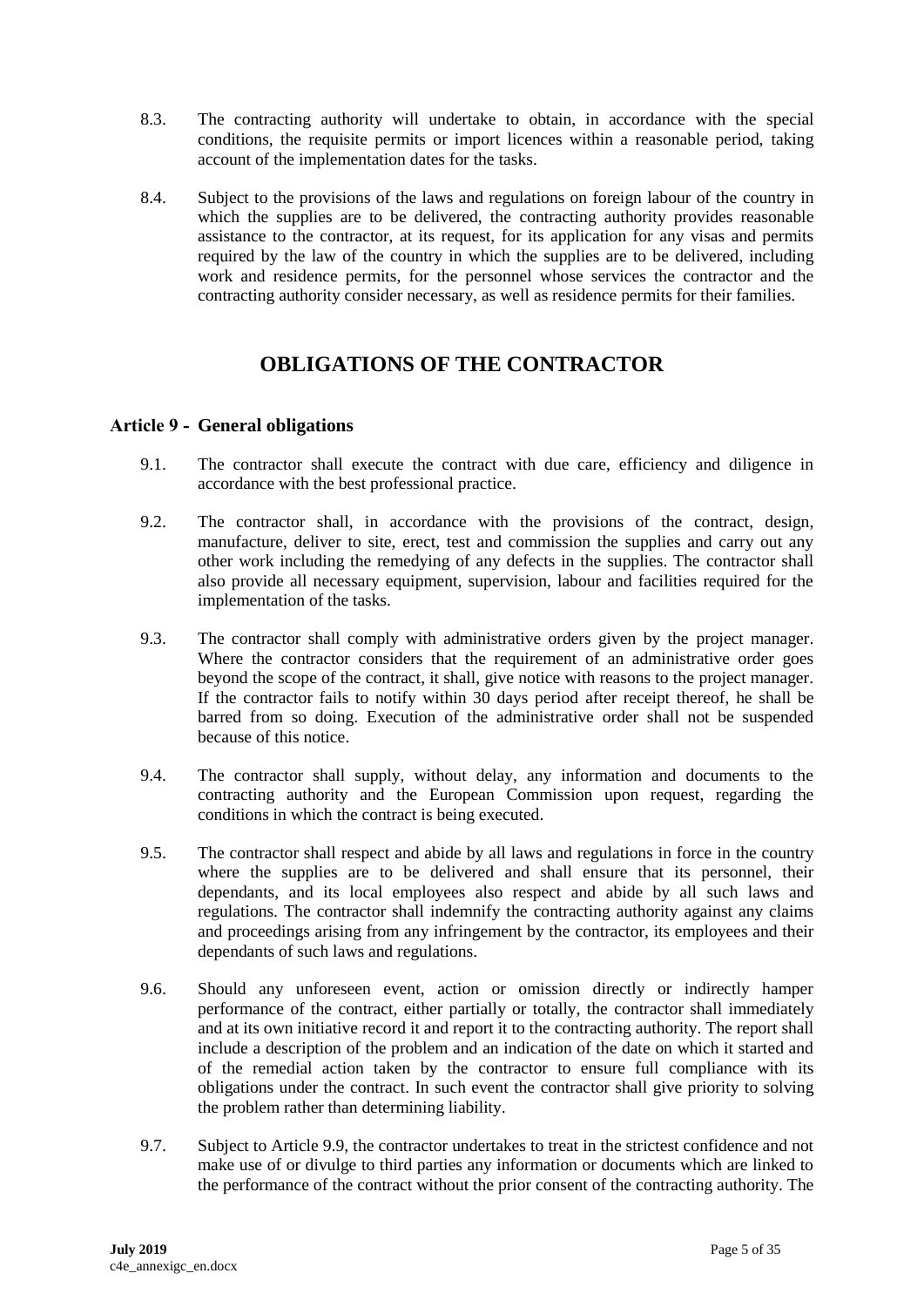8.3. The contracting authority will undertake to obtain, in accordance with the special conditions, the requisite permits or import licences within a reasonable period, taking account of the implementation dates for the tasks.

8.4. Subject to the provisions of the laws and regulations on foreign labour of the country in which the supplies are to be delivered, the contracting authority provides reasonable assistance to the contractor, at its request, for its application for any visas and permits required by the law of the country in which the supplies are to be delivered, including work and residence permits, for the personnel whose services the contractor and the contracting authority consider necessary, as well as residence permits for their families.

# OBLIGATIONS OF THE CONTRACTOR

## Article 9 - General obligations

9.1. The contractor shall execute the contract with due care, efficiency and diligence in accordance with the best professional practice.

9.2. The contractor shall, in accordance with the provisions of the contract, design, manufacture, deliver to site, erect, test and commission the supplies and carry out any other work including the remedying of any defects in the supplies. The contractor shall also provide all necessary equipment, supervision, labour and facilities required for the implementation of the tasks.

9.3. The contractor shall comply with administrative orders given by the project manager. Where the contractor considers that the requirement of an administrative order goes beyond the scope of the contract, it shall, give notice with reasons to the project manager. If the contractor fails to notify within 30 days period after receipt thereof, he shall be barred from so doing. Execution of the administrative order shall not be suspended because of this notice.

9.4. The contractor shall supply, without delay, any information and documents to the contracting authority and the European Commission upon request, regarding the conditions in which the contract is being executed.

9.5. The contractor shall respect and abide by all laws and regulations in force in the country where the supplies are to be delivered and shall ensure that its personnel, their dependants, and its local employees also respect and abide by all such laws and regulations. The contractor shall indemnify the contracting authority against any claims and proceedings arising from any infringement by the contractor, its employees and their dependants of such laws and regulations.

9.6. Should any unforeseen event, action or omission directly or indirectly hamper performance of the contract, either partially or totally, the contractor shall immediately and at its own initiative record it and report it to the contracting authority. The report shall include a description of the problem and an indication of the date on which it started and of the remedial action taken by the contractor to ensure full compliance with its obligations under the contract. In such event the contractor shall give priority to solving the problem rather than determining liability.

9.7. Subject to Article 9.9, the contractor undertakes to treat in the strictest confidence and not make use of or divulge to third parties any information or documents which are linked to the performance of the contract without the prior consent of the contracting authority. The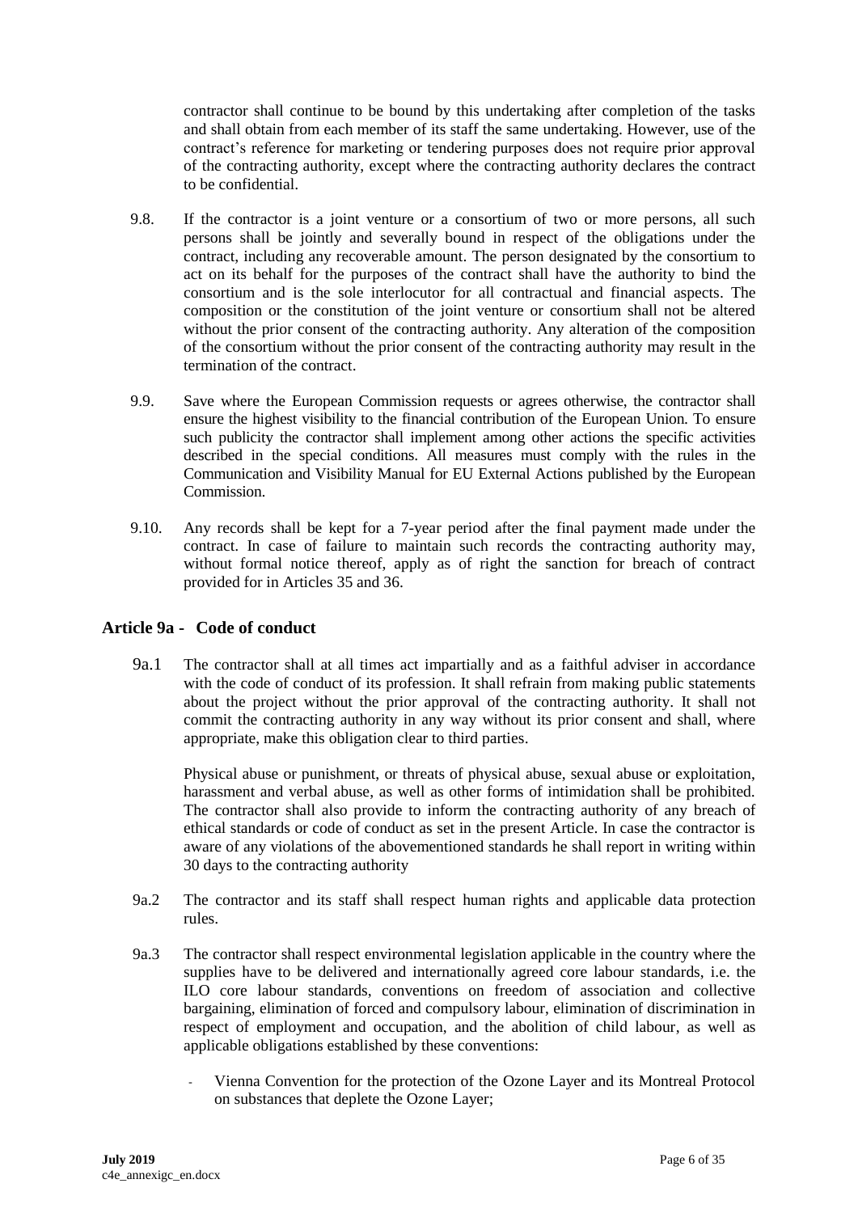contractor shall continue to be bound by this undertaking after completion of the tasks and shall obtain from each member of its staff the same undertaking. However, use of the contract's reference for marketing or tendering purposes does not require prior approval of the contracting authority, except where the contracting authority declares the contract to be confidential.

9.8. If the contractor is a joint venture or a consortium of two or more persons, all such persons shall be jointly and severally bound in respect of the obligations under the contract, including any recoverable amount. The person designated by the consortium to act on its behalf for the purposes of the contract shall have the authority to bind the consortium and is the sole interlocutor for all contractual and financial aspects. The composition or the constitution of the joint venture or consortium shall not be altered without the prior consent of the contracting authority. Any alteration of the composition of the consortium without the prior consent of the contracting authority may result in the termination of the contract.

9.9. Save where the European Commission requests or agrees otherwise, the contractor shall ensure the highest visibility to the financial contribution of the European Union. To ensure such publicity the contractor shall implement among other actions the specific activities described in the special conditions. All measures must comply with the rules in the Communication and Visibility Manual for EU External Actions published by the European Commission.

9.10. Any records shall be kept for a 7-year period after the final payment made under the contract. In case of failure to maintain such records the contracting authority may, without formal notice thereof, apply as of right the sanction for breach of contract provided for in Articles 35 and 36.

## Article 9a - Code of conduct

9a.1 The contractor shall at all times act impartially and as a faithful adviser in accordance with the code of conduct of its profession. It shall refrain from making public statements about the project without the prior approval of the contracting authority. It shall not commit the contracting authority in any way without its prior consent and shall, where appropriate, make this obligation clear to third parties.

Physical abuse or punishment, or threats of physical abuse, sexual abuse or exploitation, harassment and verbal abuse, as well as other forms of intimidation shall be prohibited. The contractor shall also provide to inform the contracting authority of any breach of ethical standards or code of conduct as set in the present Article. In case the contractor is aware of any violations of the abovementioned standards he shall report in writing within 30 days to the contracting authority

9a.2 The contractor and its staff shall respect human rights and applicable data protection rules.

9a.3 The contractor shall respect environmental legislation applicable in the country where the supplies have to be delivered and internationally agreed core labour standards, i.e. the ILO core labour standards, conventions on freedom of association and collective bargaining, elimination of forced and compulsory labour, elimination of discrimination in respect of employment and occupation, and the abolition of child labour, as well as applicable obligations established by these conventions:

- Vienna Convention for the protection of the Ozone Layer and its Montreal Protocol on substances that deplete the Ozone Layer;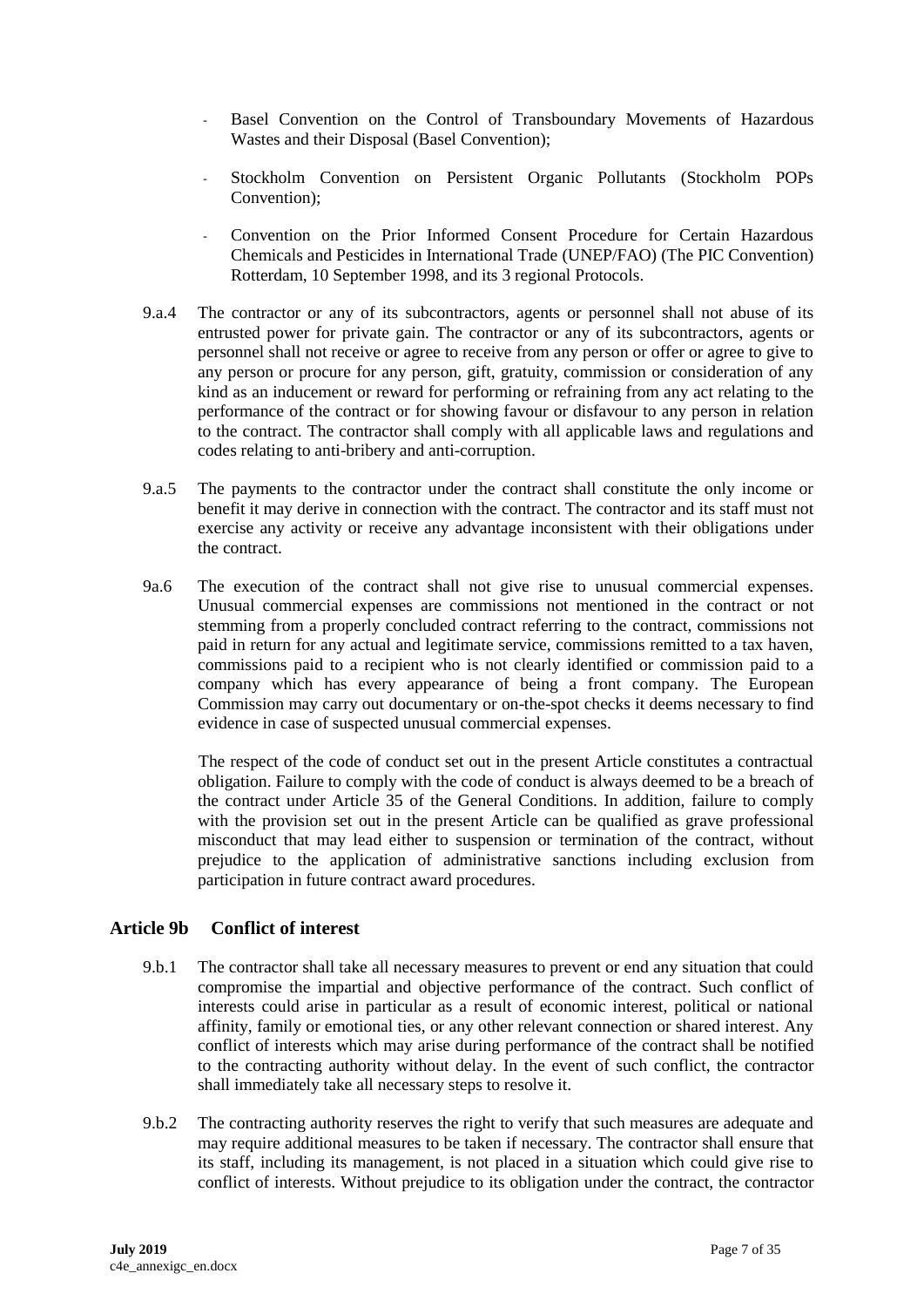- Basel Convention on the Control of Transboundary Movements of Hazardous Wastes and their Disposal (Basel Convention);
- Stockholm Convention on Persistent Organic Pollutants (Stockholm POPs Convention);
- Convention on the Prior Informed Consent Procedure for Certain Hazardous Chemicals and Pesticides in International Trade (UNEP/FAO) (The PIC Convention) Rotterdam, 10 September 1998, and its 3 regional Protocols.

9.a.4 The contractor or any of its subcontractors, agents or personnel shall not abuse of its entrusted power for private gain. The contractor or any of its subcontractors, agents or personnel shall not receive or agree to receive from any person or offer or agree to give to any person or procure for any person, gift, gratuity, commission or consideration of any kind as an inducement or reward for performing or refraining from any act relating to the performance of the contract or for showing favour or disfavour to any person in relation to the contract. The contractor shall comply with all applicable laws and regulations and codes relating to anti-bribery and anti-corruption.

9.a.5 The payments to the contractor under the contract shall constitute the only income or benefit it may derive in connection with the contract. The contractor and its staff must not exercise any activity or receive any advantage inconsistent with their obligations under the contract.

9a.6 The execution of the contract shall not give rise to unusual commercial expenses. Unusual commercial expenses are commissions not mentioned in the contract or not stemming from a properly concluded contract referring to the contract, commissions not paid in return for any actual and legitimate service, commissions remitted to a tax haven, commissions paid to a recipient who is not clearly identified or commission paid to a company which has every appearance of being a front company. The European Commission may carry out documentary or on-the-spot checks it deems necessary to find evidence in case of suspected unusual commercial expenses.

The respect of the code of conduct set out in the present Article constitutes a contractual obligation. Failure to comply with the code of conduct is always deemed to be a breach of the contract under Article 35 of the General Conditions. In addition, failure to comply with the provision set out in the present Article can be qualified as grave professional misconduct that may lead either to suspension or termination of the contract, without prejudice to the application of administrative sanctions including exclusion from participation in future contract award procedures.

## Article 9b Conflict of interest

9.b.1 The contractor shall take all necessary measures to prevent or end any situation that could compromise the impartial and objective performance of the contract. Such conflict of interests could arise in particular as a result of economic interest, political or national affinity, family or emotional ties, or any other relevant connection or shared interest. Any conflict of interests which may arise during performance of the contract shall be notified to the contracting authority without delay. In the event of such conflict, the contractor shall immediately take all necessary steps to resolve it.

9.b.2 The contracting authority reserves the right to verify that such measures are adequate and may require additional measures to be taken if necessary. The contractor shall ensure that its staff, including its management, is not placed in a situation which could give rise to conflict of interests. Without prejudice to its obligation under the contract, the contractor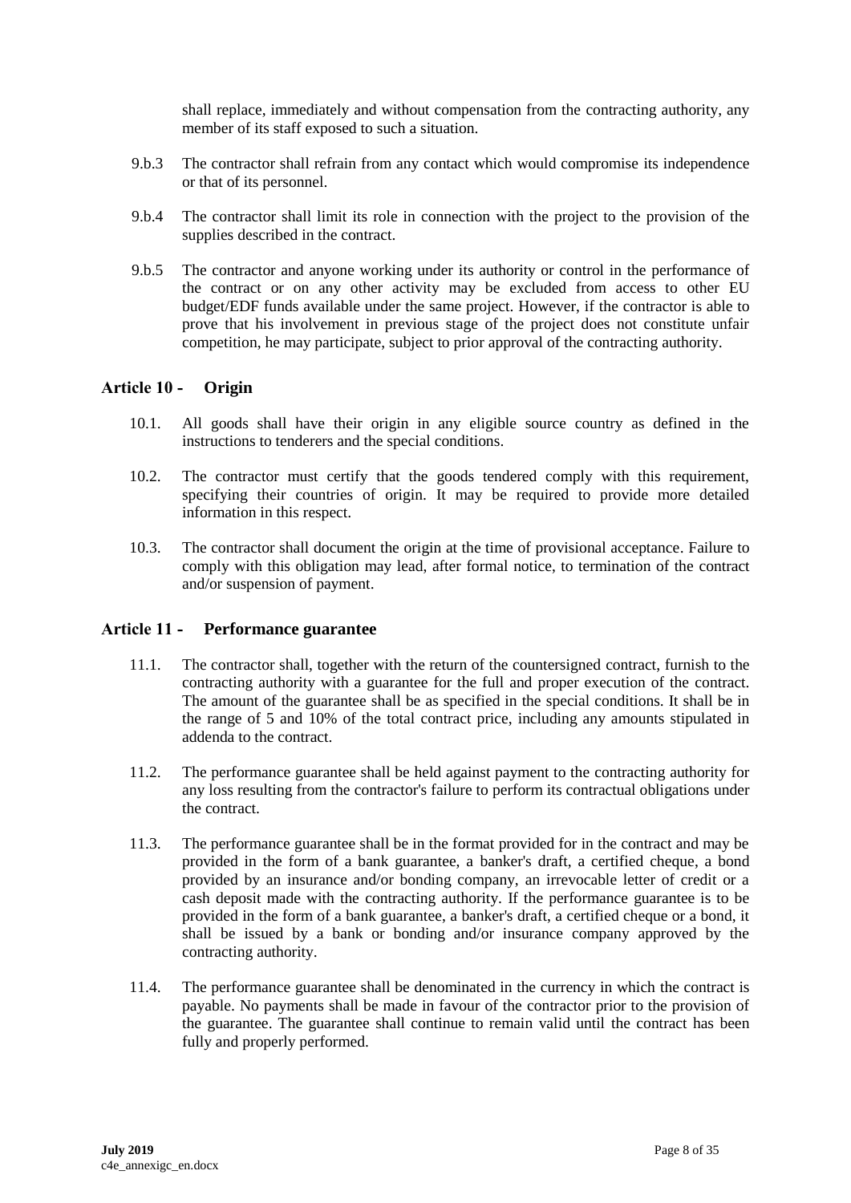shall replace, immediately and without compensation from the contracting authority, any member of its staff exposed to such a situation.

9.b.3 The contractor shall refrain from any contact which would compromise its independence or that of its personnel.

9.b.4 The contractor shall limit its role in connection with the project to the provision of the supplies described in the contract.

9.b.5 The contractor and anyone working under its authority or control in the performance of the contract or on any other activity may be excluded from access to other EU budget/EDF funds available under the same project. However, if the contractor is able to prove that his involvement in previous stage of the project does not constitute unfair competition, he may participate, subject to prior approval of the contracting authority.

## Article 10 - Origin

10.1. All goods shall have their origin in any eligible source country as defined in the instructions to tenderers and the special conditions.

10.2. The contractor must certify that the goods tendered comply with this requirement, specifying their countries of origin. It may be required to provide more detailed information in this respect.

10.3. The contractor shall document the origin at the time of provisional acceptance. Failure to comply with this obligation may lead, after formal notice, to termination of the contract and/or suspension of payment.

## Article 11 - Performance guarantee

11.1. The contractor shall, together with the return of the countersigned contract, furnish to the contracting authority with a guarantee for the full and proper execution of the contract. The amount of the guarantee shall be as specified in the special conditions. It shall be in the range of 5 and 10% of the total contract price, including any amounts stipulated in addenda to the contract.

11.2. The performance guarantee shall be held against payment to the contracting authority for any loss resulting from the contractor's failure to perform its contractual obligations under the contract.

11.3. The performance guarantee shall be in the format provided for in the contract and may be provided in the form of a bank guarantee, a banker's draft, a certified cheque, a bond provided by an insurance and/or bonding company, an irrevocable letter of credit or a cash deposit made with the contracting authority. If the performance guarantee is to be provided in the form of a bank guarantee, a banker's draft, a certified cheque or a bond, it shall be issued by a bank or bonding and/or insurance company approved by the contracting authority.

11.4. The performance guarantee shall be denominated in the currency in which the contract is payable. No payments shall be made in favour of the contractor prior to the provision of the guarantee. The guarantee shall continue to remain valid until the contract has been fully and properly performed.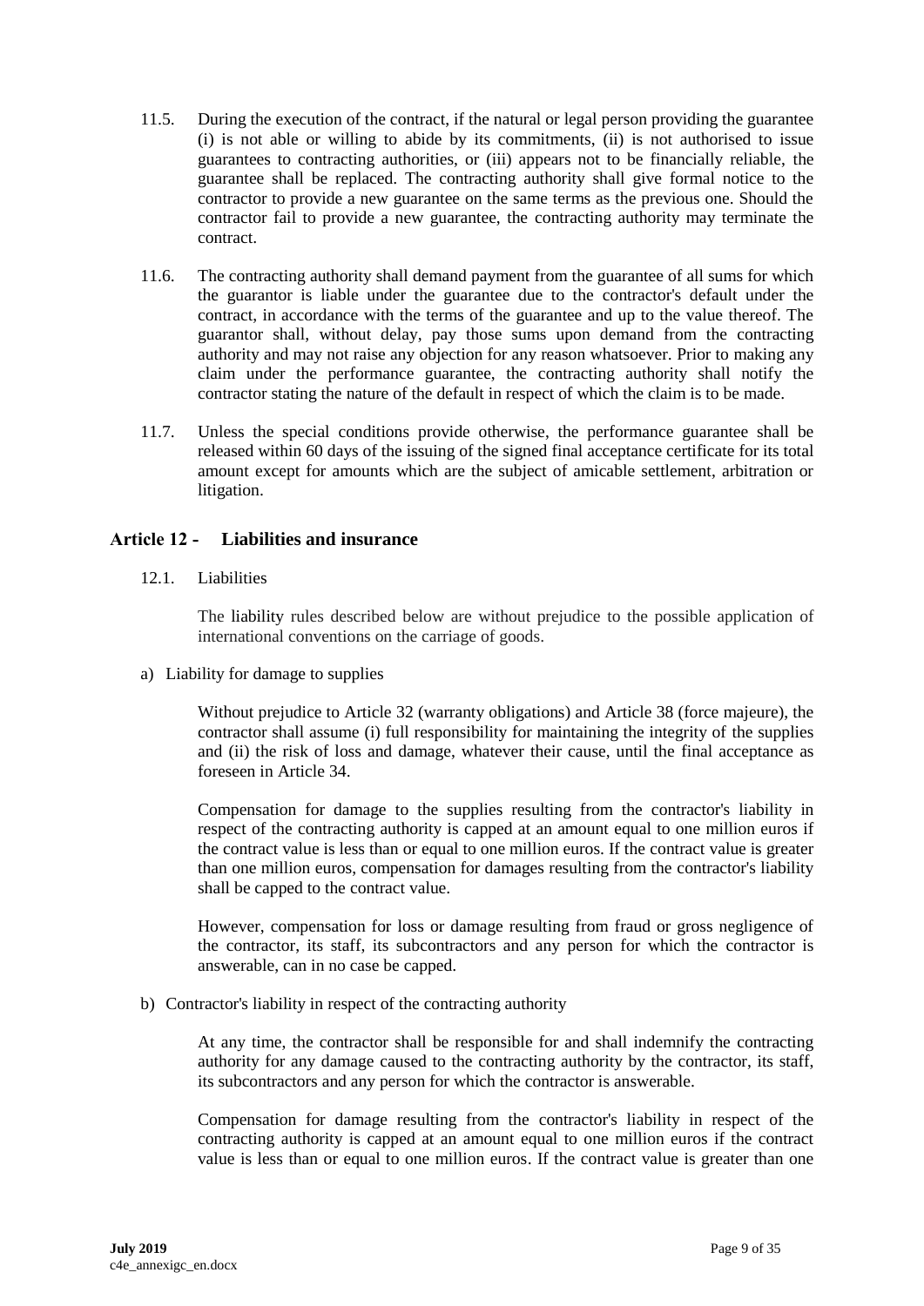11.5. During the execution of the contract, if the natural or legal person providing the guarantee (i) is not able or willing to abide by its commitments, (ii) is not authorised to issue guarantees to contracting authorities, or (iii) appears not to be financially reliable, the guarantee shall be replaced. The contracting authority shall give formal notice to the contractor to provide a new guarantee on the same terms as the previous one. Should the contractor fail to provide a new guarantee, the contracting authority may terminate the contract.

11.6. The contracting authority shall demand payment from the guarantee of all sums for which the guarantor is liable under the guarantee due to the contractor's default under the contract, in accordance with the terms of the guarantee and up to the value thereof. The guarantor shall, without delay, pay those sums upon demand from the contracting authority and may not raise any objection for any reason whatsoever. Prior to making any claim under the performance guarantee, the contracting authority shall notify the contractor stating the nature of the default in respect of which the claim is to be made.

11.7. Unless the special conditions provide otherwise, the performance guarantee shall be released within 60 days of the issuing of the signed final acceptance certificate for its total amount except for amounts which are the subject of amicable settlement, arbitration or litigation.

## Article 12 - Liabilities and insurance

12.1. Liabilities

The liability rules described below are without prejudice to the possible application of international conventions on the carriage of goods.

a) Liability for damage to supplies

Without prejudice to Article 32 (warranty obligations) and Article 38 (force majeure), the contractor shall assume (i) full responsibility for maintaining the integrity of the supplies and (ii) the risk of loss and damage, whatever their cause, until the final acceptance as foreseen in Article 34.

Compensation for damage to the supplies resulting from the contractor's liability in respect of the contracting authority is capped at an amount equal to one million euros if the contract value is less than or equal to one million euros. If the contract value is greater than one million euros, compensation for damages resulting from the contractor's liability shall be capped to the contract value.

However, compensation for loss or damage resulting from fraud or gross negligence of the contractor, its staff, its subcontractors and any person for which the contractor is answerable, can in no case be capped.

b) Contractor's liability in respect of the contracting authority

At any time, the contractor shall be responsible for and shall indemnify the contracting authority for any damage caused to the contracting authority by the contractor, its staff, its subcontractors and any person for which the contractor is answerable.

Compensation for damage resulting from the contractor's liability in respect of the contracting authority is capped at an amount equal to one million euros if the contract value is less than or equal to one million euros. If the contract value is greater than one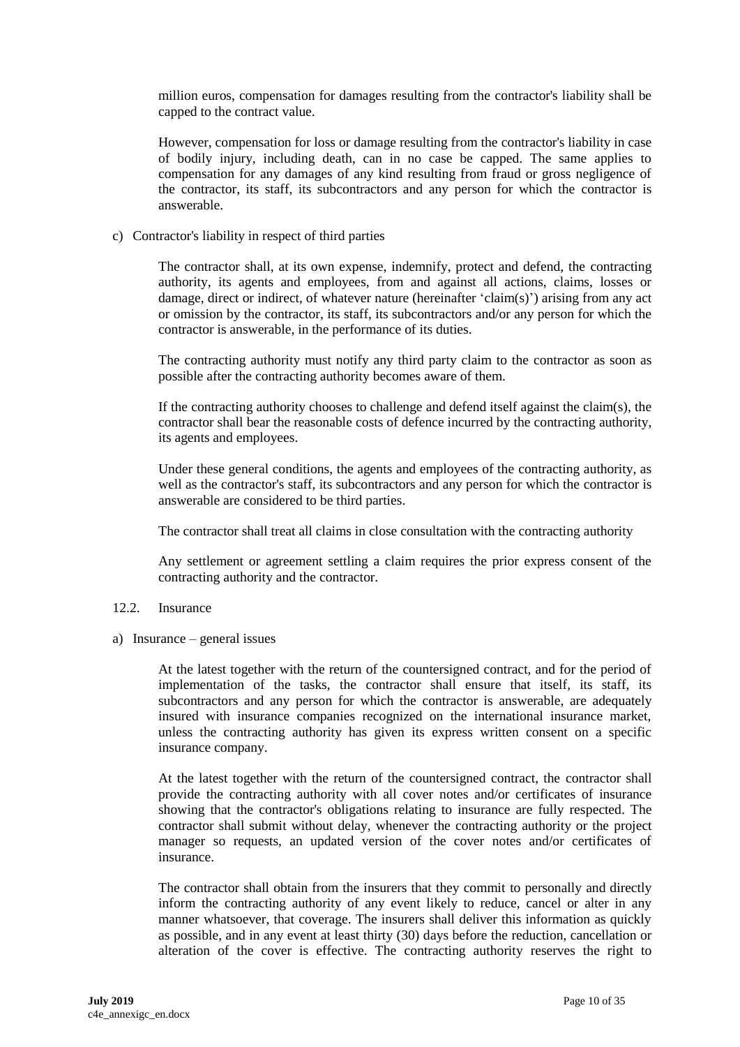million euros, compensation for damages resulting from the contractor's liability shall be capped to the contract value.

However, compensation for loss or damage resulting from the contractor's liability in case of bodily injury, including death, can in no case be capped. The same applies to compensation for any damages of any kind resulting from fraud or gross negligence of the contractor, its staff, its subcontractors and any person for which the contractor is answerable.

c) Contractor's liability in respect of third parties

The contractor shall, at its own expense, indemnify, protect and defend, the contracting authority, its agents and employees, from and against all actions, claims, losses or damage, direct or indirect, of whatever nature (hereinafter 'claim(s)') arising from any act or omission by the contractor, its staff, its subcontractors and/or any person for which the contractor is answerable, in the performance of its duties.

The contracting authority must notify any third party claim to the contractor as soon as possible after the contracting authority becomes aware of them.

If the contracting authority chooses to challenge and defend itself against the claim(s), the contractor shall bear the reasonable costs of defence incurred by the contracting authority, its agents and employees.

Under these general conditions, the agents and employees of the contracting authority, as well as the contractor's staff, its subcontractors and any person for which the contractor is answerable are considered to be third parties.

The contractor shall treat all claims in close consultation with the contracting authority

Any settlement or agreement settling a claim requires the prior express consent of the contracting authority and the contractor.

12.2. Insurance

a) Insurance – general issues

At the latest together with the return of the countersigned contract, and for the period of implementation of the tasks, the contractor shall ensure that itself, its staff, its subcontractors and any person for which the contractor is answerable, are adequately insured with insurance companies recognized on the international insurance market, unless the contracting authority has given its express written consent on a specific insurance company.

At the latest together with the return of the countersigned contract, the contractor shall provide the contracting authority with all cover notes and/or certificates of insurance showing that the contractor's obligations relating to insurance are fully respected. The contractor shall submit without delay, whenever the contracting authority or the project manager so requests, an updated version of the cover notes and/or certificates of insurance.

The contractor shall obtain from the insurers that they commit to personally and directly inform the contracting authority of any event likely to reduce, cancel or alter in any manner whatsoever, that coverage. The insurers shall deliver this information as quickly as possible, and in any event at least thirty (30) days before the reduction, cancellation or alteration of the cover is effective. The contracting authority reserves the right to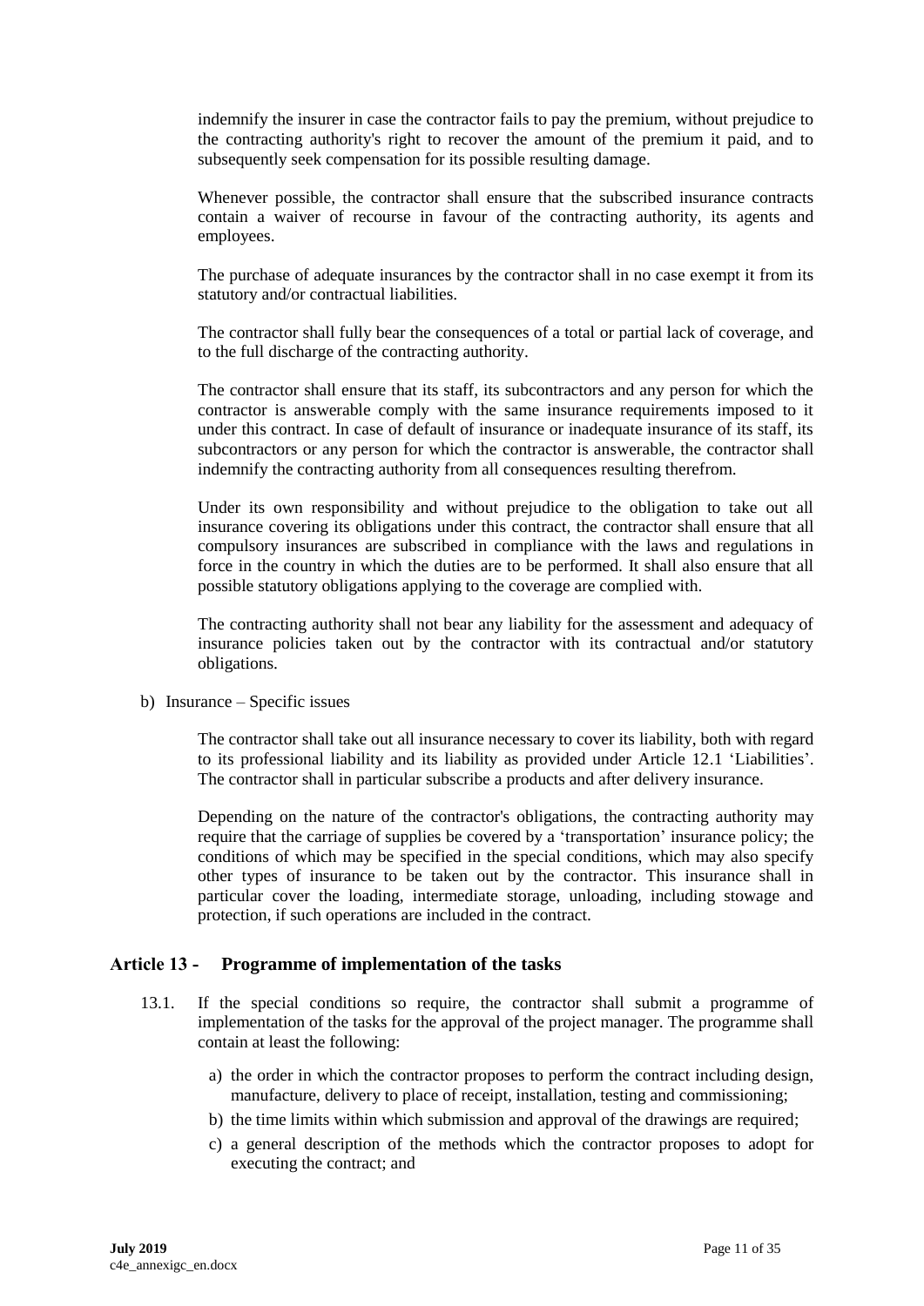indemnify the insurer in case the contractor fails to pay the premium, without prejudice to the contracting authority's right to recover the amount of the premium it paid, and to subsequently seek compensation for its possible resulting damage.

Whenever possible, the contractor shall ensure that the subscribed insurance contracts contain a waiver of recourse in favour of the contracting authority, its agents and employees.

The purchase of adequate insurances by the contractor shall in no case exempt it from its statutory and/or contractual liabilities.

The contractor shall fully bear the consequences of a total or partial lack of coverage, and to the full discharge of the contracting authority.

The contractor shall ensure that its staff, its subcontractors and any person for which the contractor is answerable comply with the same insurance requirements imposed to it under this contract. In case of default of insurance or inadequate insurance of its staff, its subcontractors or any person for which the contractor is answerable, the contractor shall indemnify the contracting authority from all consequences resulting therefrom.

Under its own responsibility and without prejudice to the obligation to take out all insurance covering its obligations under this contract, the contractor shall ensure that all compulsory insurances are subscribed in compliance with the laws and regulations in force in the country in which the duties are to be performed. It shall also ensure that all possible statutory obligations applying to the coverage are complied with.

The contracting authority shall not bear any liability for the assessment and adequacy of insurance policies taken out by the contractor with its contractual and/or statutory obligations.

b) Insurance – Specific issues

The contractor shall take out all insurance necessary to cover its liability, both with regard to its professional liability and its liability as provided under Article 12.1 'Liabilities'. The contractor shall in particular subscribe a products and after delivery insurance.

Depending on the nature of the contractor's obligations, the contracting authority may require that the carriage of supplies be covered by a 'transportation' insurance policy; the conditions of which may be specified in the special conditions, which may also specify other types of insurance to be taken out by the contractor. This insurance shall in particular cover the loading, intermediate storage, unloading, including stowage and protection, if such operations are included in the contract.

## Article 13 - Programme of implementation of the tasks

13.1. If the special conditions so require, the contractor shall submit a programme of implementation of the tasks for the approval of the project manager. The programme shall contain at least the following:

a) the order in which the contractor proposes to perform the contract including design, manufacture, delivery to place of receipt, installation, testing and commissioning;

b) the time limits within which submission and approval of the drawings are required;

c) a general description of the methods which the contractor proposes to adopt for executing the contract; and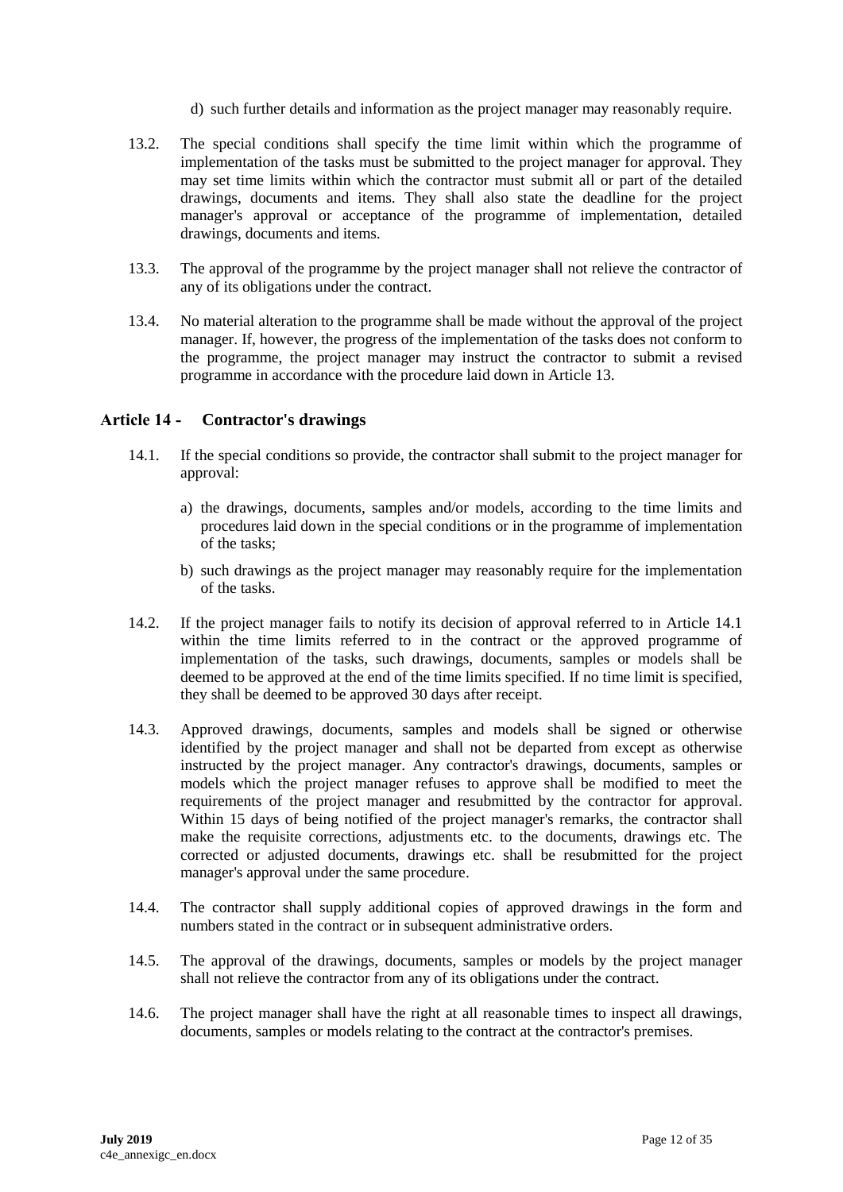d) such further details and information as the project manager may reasonably require.

13.2. The special conditions shall specify the time limit within which the programme of implementation of the tasks must be submitted to the project manager for approval. They may set time limits within which the contractor must submit all or part of the detailed drawings, documents and items. They shall also state the deadline for the project manager's approval or acceptance of the programme of implementation, detailed drawings, documents and items.

13.3. The approval of the programme by the project manager shall not relieve the contractor of any of its obligations under the contract.

13.4. No material alteration to the programme shall be made without the approval of the project manager. If, however, the progress of the implementation of the tasks does not conform to the programme, the project manager may instruct the contractor to submit a revised programme in accordance with the procedure laid down in Article 13.

## Article 14 - Contractor's drawings

14.1. If the special conditions so provide, the contractor shall submit to the project manager for approval:

a) the drawings, documents, samples and/or models, according to the time limits and procedures laid down in the special conditions or in the programme of implementation of the tasks;

b) such drawings as the project manager may reasonably require for the implementation of the tasks.

14.2. If the project manager fails to notify its decision of approval referred to in Article 14.1 within the time limits referred to in the contract or the approved programme of implementation of the tasks, such drawings, documents, samples or models shall be deemed to be approved at the end of the time limits specified. If no time limit is specified, they shall be deemed to be approved 30 days after receipt.

14.3. Approved drawings, documents, samples and models shall be signed or otherwise identified by the project manager and shall not be departed from except as otherwise instructed by the project manager. Any contractor's drawings, documents, samples or models which the project manager refuses to approve shall be modified to meet the requirements of the project manager and resubmitted by the contractor for approval. Within 15 days of being notified of the project manager's remarks, the contractor shall make the requisite corrections, adjustments etc. to the documents, drawings etc. The corrected or adjusted documents, drawings etc. shall be resubmitted for the project manager's approval under the same procedure.

14.4. The contractor shall supply additional copies of approved drawings in the form and numbers stated in the contract or in subsequent administrative orders.

14.5. The approval of the drawings, documents, samples or models by the project manager shall not relieve the contractor from any of its obligations under the contract.

14.6. The project manager shall have the right at all reasonable times to inspect all drawings, documents, samples or models relating to the contract at the contractor's premises.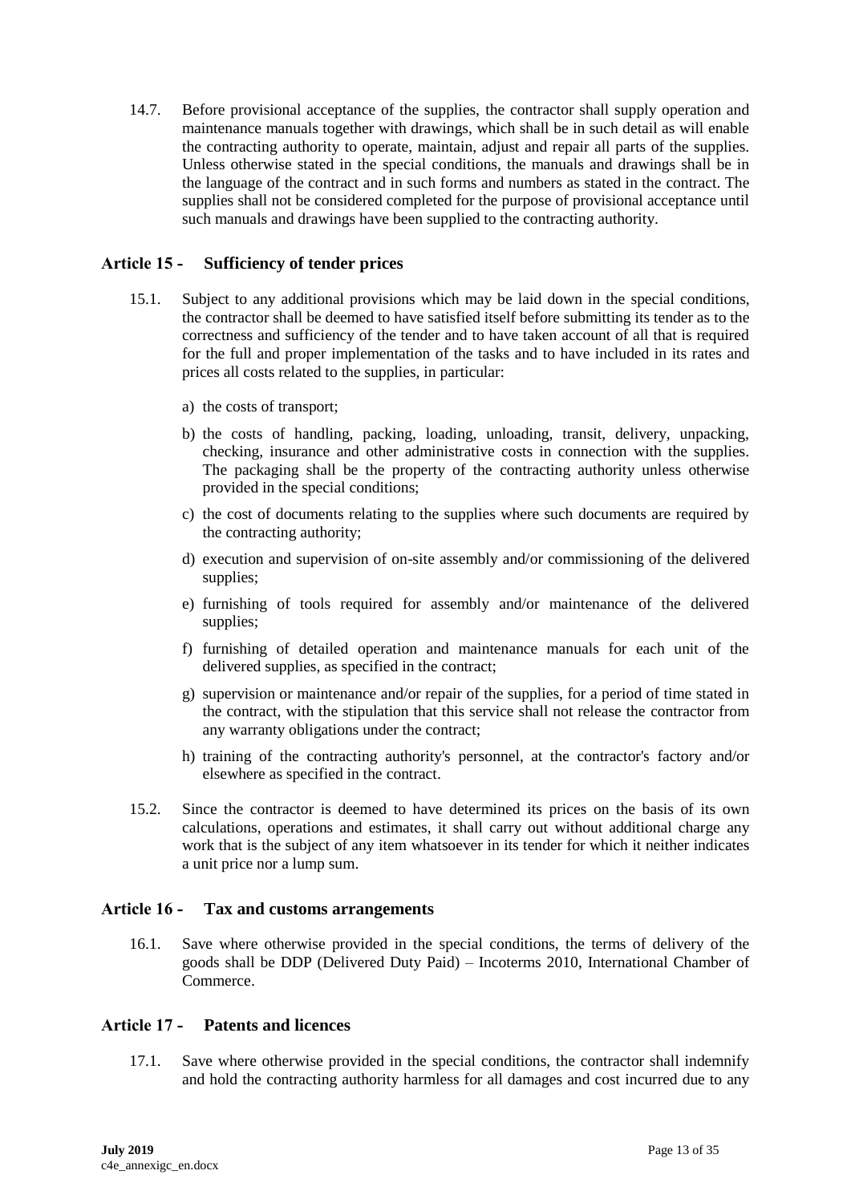14.7. Before provisional acceptance of the supplies, the contractor shall supply operation and maintenance manuals together with drawings, which shall be in such detail as will enable the contracting authority to operate, maintain, adjust and repair all parts of the supplies. Unless otherwise stated in the special conditions, the manuals and drawings shall be in the language of the contract and in such forms and numbers as stated in the contract. The supplies shall not be considered completed for the purpose of provisional acceptance until such manuals and drawings have been supplied to the contracting authority.

## Article 15 - Sufficiency of tender prices

15.1. Subject to any additional provisions which may be laid down in the special conditions, the contractor shall be deemed to have satisfied itself before submitting its tender as to the correctness and sufficiency of the tender and to have taken account of all that is required for the full and proper implementation of the tasks and to have included in its rates and prices all costs related to the supplies, in particular:

a) the costs of transport;

b) the costs of handling, packing, loading, unloading, transit, delivery, unpacking, checking, insurance and other administrative costs in connection with the supplies. The packaging shall be the property of the contracting authority unless otherwise provided in the special conditions;

c) the cost of documents relating to the supplies where such documents are required by the contracting authority;

d) execution and supervision of on-site assembly and/or commissioning of the delivered supplies;

e) furnishing of tools required for assembly and/or maintenance of the delivered supplies;

f) furnishing of detailed operation and maintenance manuals for each unit of the delivered supplies, as specified in the contract;

g) supervision or maintenance and/or repair of the supplies, for a period of time stated in the contract, with the stipulation that this service shall not release the contractor from any warranty obligations under the contract;

h) training of the contracting authority's personnel, at the contractor's factory and/or elsewhere as specified in the contract.

15.2. Since the contractor is deemed to have determined its prices on the basis of its own calculations, operations and estimates, it shall carry out without additional charge any work that is the subject of any item whatsoever in its tender for which it neither indicates a unit price nor a lump sum.

## Article 16 - Tax and customs arrangements

16.1. Save where otherwise provided in the special conditions, the terms of delivery of the goods shall be DDP (Delivered Duty Paid) – Incoterms 2010, International Chamber of Commerce.

## Article 17 - Patents and licences

17.1. Save where otherwise provided in the special conditions, the contractor shall indemnify and hold the contracting authority harmless for all damages and cost incurred due to any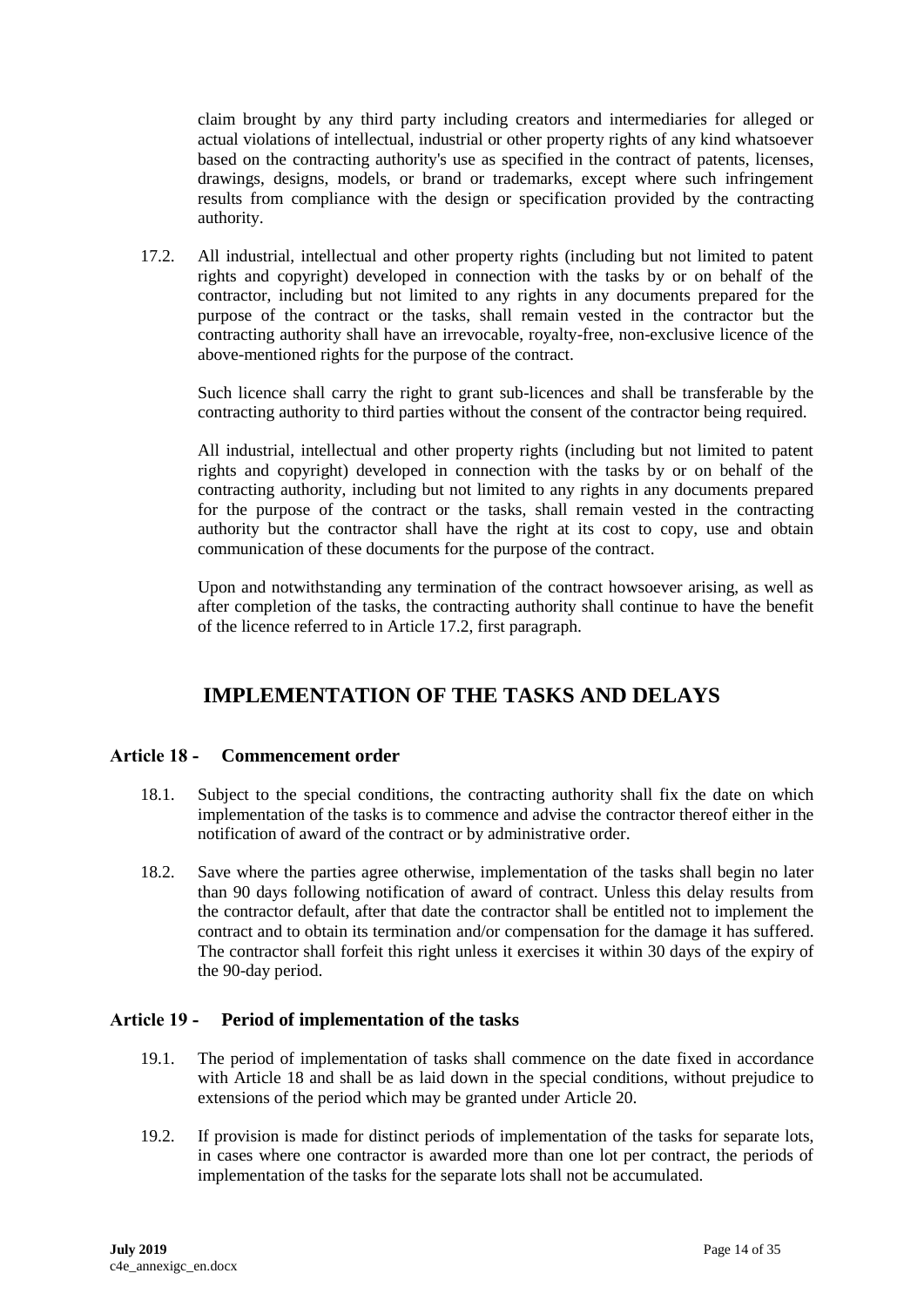claim brought by any third party including creators and intermediaries for alleged or actual violations of intellectual, industrial or other property rights of any kind whatsoever based on the contracting authority's use as specified in the contract of patents, licenses, drawings, designs, models, or brand or trademarks, except where such infringement results from compliance with the design or specification provided by the contracting authority.

17.2. All industrial, intellectual and other property rights (including but not limited to patent rights and copyright) developed in connection with the tasks by or on behalf of the contractor, including but not limited to any rights in any documents prepared for the purpose of the contract or the tasks, shall remain vested in the contractor but the contracting authority shall have an irrevocable, royalty-free, non-exclusive licence of the above-mentioned rights for the purpose of the contract.

Such licence shall carry the right to grant sub-licences and shall be transferable by the contracting authority to third parties without the consent of the contractor being required.

All industrial, intellectual and other property rights (including but not limited to patent rights and copyright) developed in connection with the tasks by or on behalf of the contracting authority, including but not limited to any rights in any documents prepared for the purpose of the contract or the tasks, shall remain vested in the contracting authority but the contractor shall have the right at its cost to copy, use and obtain communication of these documents for the purpose of the contract.

Upon and notwithstanding any termination of the contract howsoever arising, as well as after completion of the tasks, the contracting authority shall continue to have the benefit of the licence referred to in Article 17.2, first paragraph.

# IMPLEMENTATION OF THE TASKS AND DELAYS

## Article 18 - Commencement order

18.1. Subject to the special conditions, the contracting authority shall fix the date on which implementation of the tasks is to commence and advise the contractor thereof either in the notification of award of the contract or by administrative order.

18.2. Save where the parties agree otherwise, implementation of the tasks shall begin no later than 90 days following notification of award of contract. Unless this delay results from the contractor default, after that date the contractor shall be entitled not to implement the contract and to obtain its termination and/or compensation for the damage it has suffered. The contractor shall forfeit this right unless it exercises it within 30 days of the expiry of the 90-day period.

## Article 19 - Period of implementation of the tasks

19.1. The period of implementation of tasks shall commence on the date fixed in accordance with Article 18 and shall be as laid down in the special conditions, without prejudice to extensions of the period which may be granted under Article 20.

19.2. If provision is made for distinct periods of implementation of the tasks for separate lots, in cases where one contractor is awarded more than one lot per contract, the periods of implementation of the tasks for the separate lots shall not be accumulated.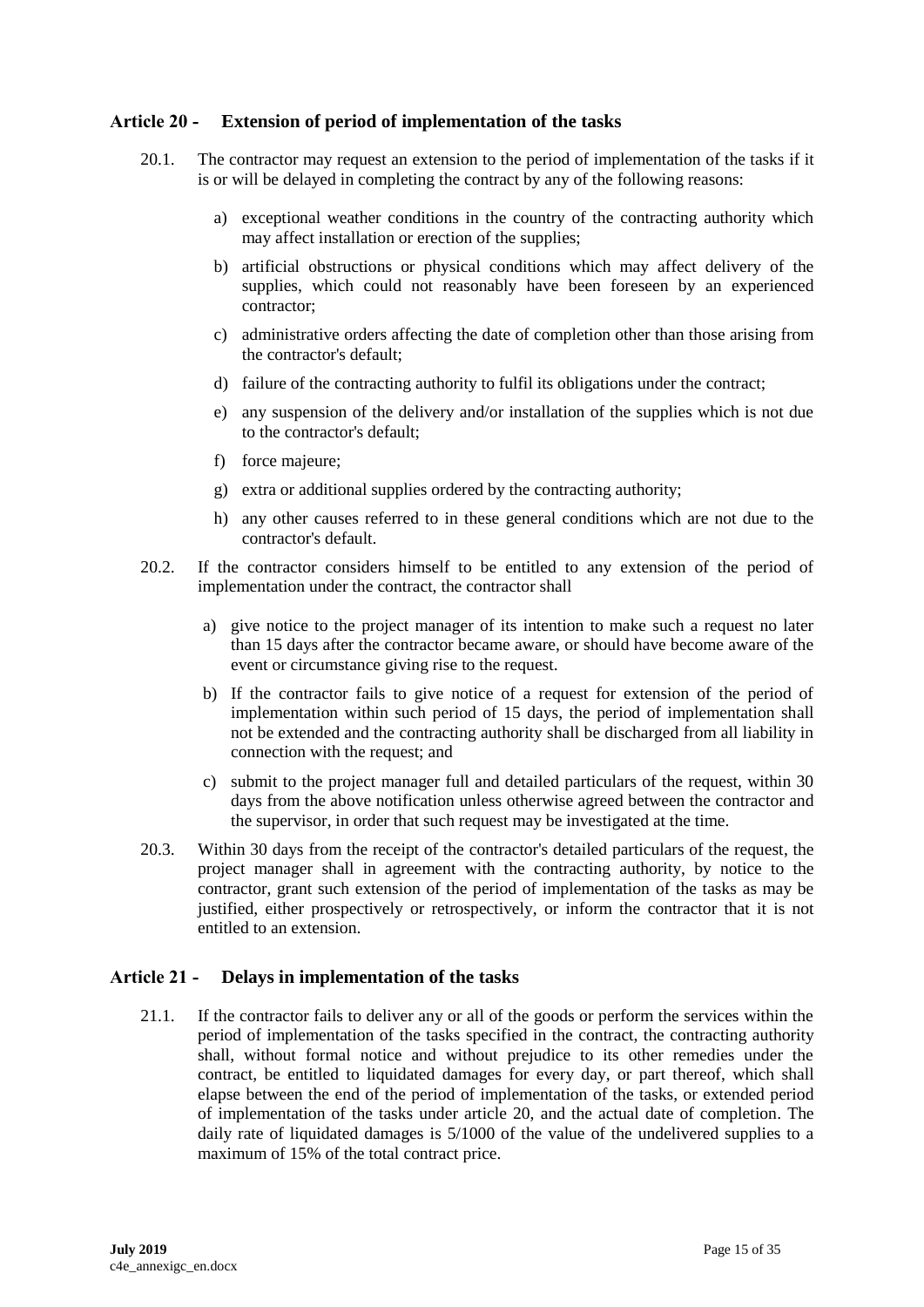## Article 20 - Extension of period of implementation of the tasks

20.1. The contractor may request an extension to the period of implementation of the tasks if it is or will be delayed in completing the contract by any of the following reasons:

a) exceptional weather conditions in the country of the contracting authority which may affect installation or erection of the supplies;

b) artificial obstructions or physical conditions which may affect delivery of the supplies, which could not reasonably have been foreseen by an experienced contractor;

c) administrative orders affecting the date of completion other than those arising from the contractor's default;

d) failure of the contracting authority to fulfil its obligations under the contract;

e) any suspension of the delivery and/or installation of the supplies which is not due to the contractor's default;

f) force majeure;

g) extra or additional supplies ordered by the contracting authority;

h) any other causes referred to in these general conditions which are not due to the contractor's default.

20.2. If the contractor considers himself to be entitled to any extension of the period of implementation under the contract, the contractor shall

a) give notice to the project manager of its intention to make such a request no later than 15 days after the contractor became aware, or should have become aware of the event or circumstance giving rise to the request.

b) If the contractor fails to give notice of a request for extension of the period of implementation within such period of 15 days, the period of implementation shall not be extended and the contracting authority shall be discharged from all liability in connection with the request; and

c) submit to the project manager full and detailed particulars of the request, within 30 days from the above notification unless otherwise agreed between the contractor and the supervisor, in order that such request may be investigated at the time.

20.3. Within 30 days from the receipt of the contractor's detailed particulars of the request, the project manager shall in agreement with the contracting authority, by notice to the contractor, grant such extension of the period of implementation of the tasks as may be justified, either prospectively or retrospectively, or inform the contractor that it is not entitled to an extension.

## Article 21 - Delays in implementation of the tasks

21.1. If the contractor fails to deliver any or all of the goods or perform the services within the period of implementation of the tasks specified in the contract, the contracting authority shall, without formal notice and without prejudice to its other remedies under the contract, be entitled to liquidated damages for every day, or part thereof, which shall elapse between the end of the period of implementation of the tasks, or extended period of implementation of the tasks under article 20, and the actual date of completion. The daily rate of liquidated damages is 5/1000 of the value of the undelivered supplies to a maximum of 15% of the total contract price.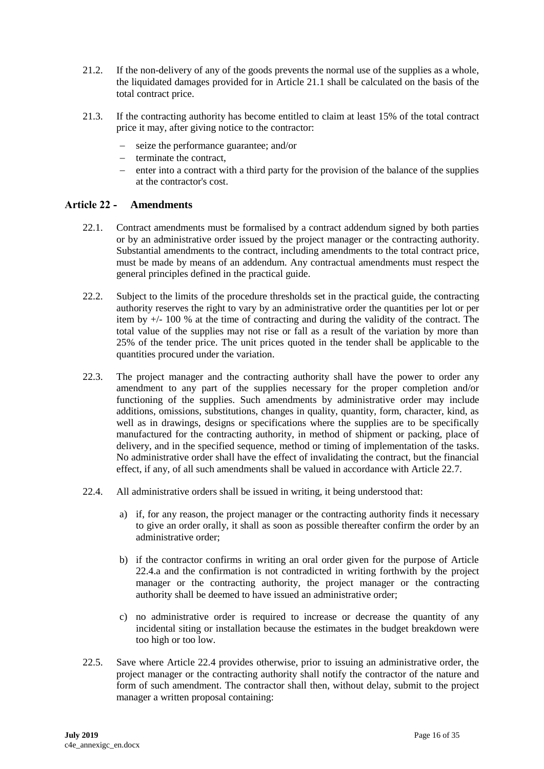21.2. If the non-delivery of any of the goods prevents the normal use of the supplies as a whole, the liquidated damages provided for in Article 21.1 shall be calculated on the basis of the total contract price.

21.3. If the contracting authority has become entitled to claim at least 15% of the total contract price it may, after giving notice to the contractor:

- seize the performance guarantee; and/or
- terminate the contract,
- enter into a contract with a third party for the provision of the balance of the supplies at the contractor's cost.

## Article 22 - Amendments

22.1. Contract amendments must be formalised by a contract addendum signed by both parties or by an administrative order issued by the project manager or the contracting authority. Substantial amendments to the contract, including amendments to the total contract price, must be made by means of an addendum. Any contractual amendments must respect the general principles defined in the practical guide.

22.2. Subject to the limits of the procedure thresholds set in the practical guide, the contracting authority reserves the right to vary by an administrative order the quantities per lot or per item by +/- 100 % at the time of contracting and during the validity of the contract. The total value of the supplies may not rise or fall as a result of the variation by more than 25% of the tender price. The unit prices quoted in the tender shall be applicable to the quantities procured under the variation.

22.3. The project manager and the contracting authority shall have the power to order any amendment to any part of the supplies necessary for the proper completion and/or functioning of the supplies. Such amendments by administrative order may include additions, omissions, substitutions, changes in quality, quantity, form, character, kind, as well as in drawings, designs or specifications where the supplies are to be specifically manufactured for the contracting authority, in method of shipment or packing, place of delivery, and in the specified sequence, method or timing of implementation of the tasks. No administrative order shall have the effect of invalidating the contract, but the financial effect, if any, of all such amendments shall be valued in accordance with Article 22.7.

22.4. All administrative orders shall be issued in writing, it being understood that:

a) if, for any reason, the project manager or the contracting authority finds it necessary to give an order orally, it shall as soon as possible thereafter confirm the order by an administrative order;

b) if the contractor confirms in writing an oral order given for the purpose of Article 22.4.a and the confirmation is not contradicted in writing forthwith by the project manager or the contracting authority, the project manager or the contracting authority shall be deemed to have issued an administrative order;

c) no administrative order is required to increase or decrease the quantity of any incidental siting or installation because the estimates in the budget breakdown were too high or too low.

22.5. Save where Article 22.4 provides otherwise, prior to issuing an administrative order, the project manager or the contracting authority shall notify the contractor of the nature and form of such amendment. The contractor shall then, without delay, submit to the project manager a written proposal containing: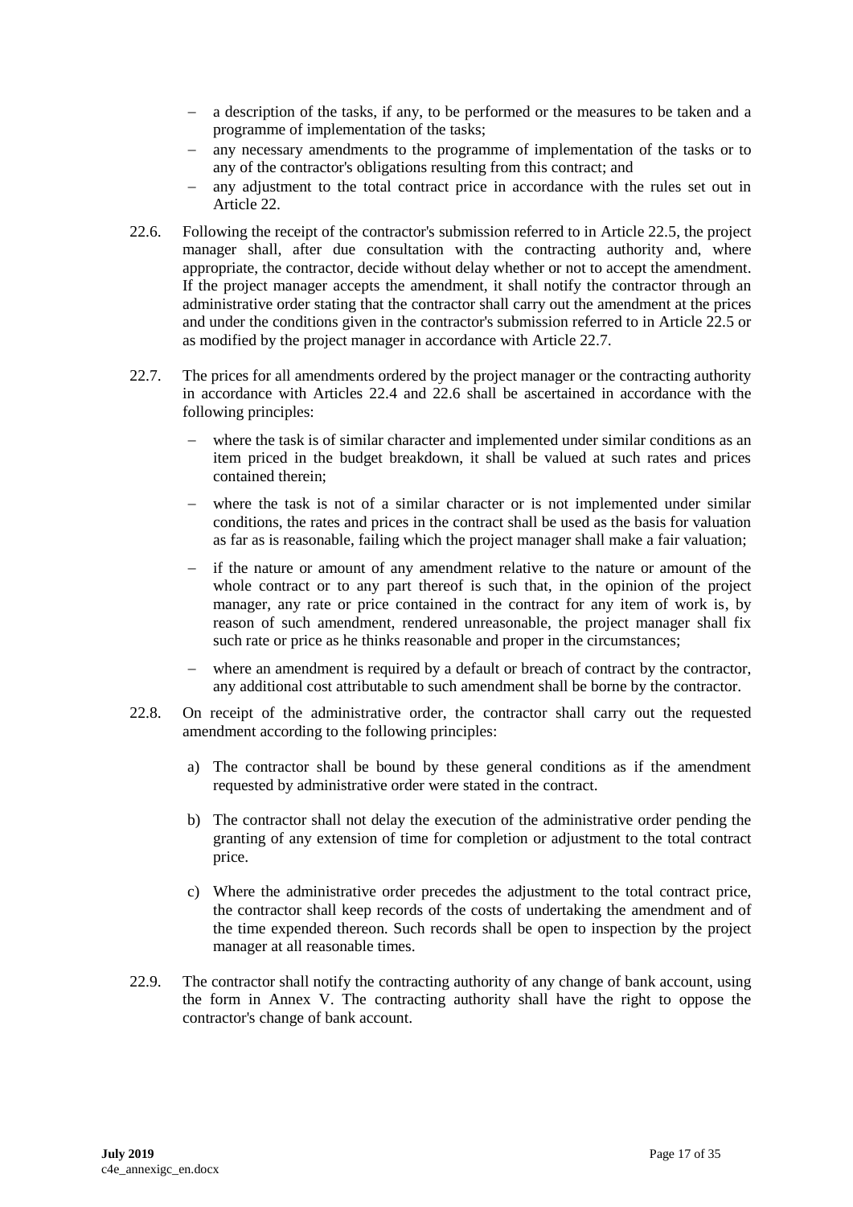- a description of the tasks, if any, to be performed or the measures to be taken and a programme of implementation of the tasks;
- any necessary amendments to the programme of implementation of the tasks or to any of the contractor's obligations resulting from this contract; and
- any adjustment to the total contract price in accordance with the rules set out in Article 22.

22.6. Following the receipt of the contractor's submission referred to in Article 22.5, the project manager shall, after due consultation with the contracting authority and, where appropriate, the contractor, decide without delay whether or not to accept the amendment. If the project manager accepts the amendment, it shall notify the contractor through an administrative order stating that the contractor shall carry out the amendment at the prices and under the conditions given in the contractor's submission referred to in Article 22.5 or as modified by the project manager in accordance with Article 22.7.

22.7. The prices for all amendments ordered by the project manager or the contracting authority in accordance with Articles 22.4 and 22.6 shall be ascertained in accordance with the following principles:

- where the task is of similar character and implemented under similar conditions as an item priced in the budget breakdown, it shall be valued at such rates and prices contained therein;
- where the task is not of a similar character or is not implemented under similar conditions, the rates and prices in the contract shall be used as the basis for valuation as far as is reasonable, failing which the project manager shall make a fair valuation;
- if the nature or amount of any amendment relative to the nature or amount of the whole contract or to any part thereof is such that, in the opinion of the project manager, any rate or price contained in the contract for any item of work is, by reason of such amendment, rendered unreasonable, the project manager shall fix such rate or price as he thinks reasonable and proper in the circumstances;
- where an amendment is required by a default or breach of contract by the contractor, any additional cost attributable to such amendment shall be borne by the contractor.

22.8. On receipt of the administrative order, the contractor shall carry out the requested amendment according to the following principles:

a) The contractor shall be bound by these general conditions as if the amendment requested by administrative order were stated in the contract.

b) The contractor shall not delay the execution of the administrative order pending the granting of any extension of time for completion or adjustment to the total contract price.

c) Where the administrative order precedes the adjustment to the total contract price, the contractor shall keep records of the costs of undertaking the amendment and of the time expended thereon. Such records shall be open to inspection by the project manager at all reasonable times.

22.9. The contractor shall notify the contracting authority of any change of bank account, using the form in Annex V. The contracting authority shall have the right to oppose the contractor's change of bank account.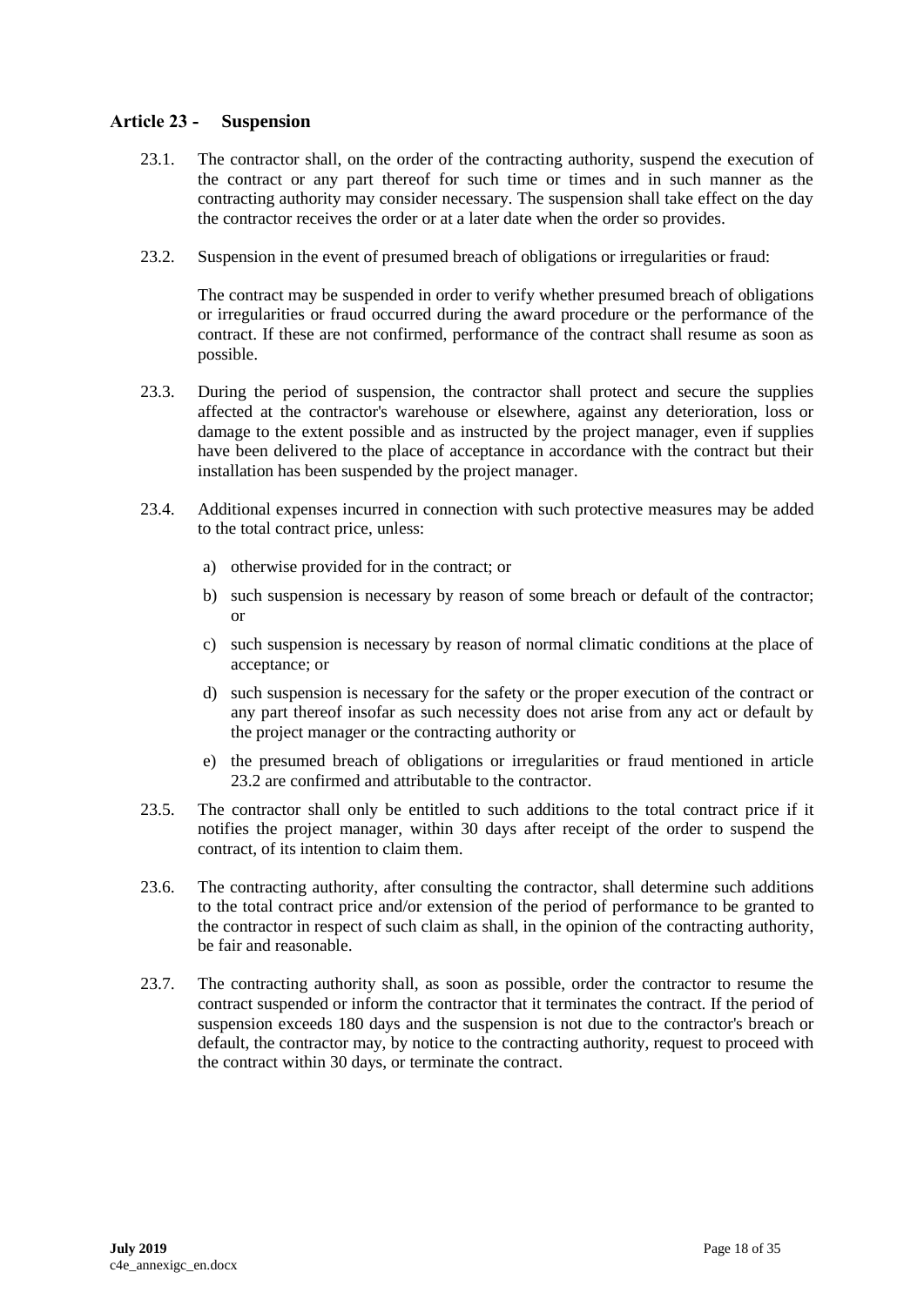## Article 23 - Suspension

23.1. The contractor shall, on the order of the contracting authority, suspend the execution of the contract or any part thereof for such time or times and in such manner as the contracting authority may consider necessary. The suspension shall take effect on the day the contractor receives the order or at a later date when the order so provides.

23.2. Suspension in the event of presumed breach of obligations or irregularities or fraud:

The contract may be suspended in order to verify whether presumed breach of obligations or irregularities or fraud occurred during the award procedure or the performance of the contract. If these are not confirmed, performance of the contract shall resume as soon as possible.

23.3. During the period of suspension, the contractor shall protect and secure the supplies affected at the contractor's warehouse or elsewhere, against any deterioration, loss or damage to the extent possible and as instructed by the project manager, even if supplies have been delivered to the place of acceptance in accordance with the contract but their installation has been suspended by the project manager.

23.4. Additional expenses incurred in connection with such protective measures may be added to the total contract price, unless:

a) otherwise provided for in the contract; or

b) such suspension is necessary by reason of some breach or default of the contractor; or

c) such suspension is necessary by reason of normal climatic conditions at the place of acceptance; or

d) such suspension is necessary for the safety or the proper execution of the contract or any part thereof insofar as such necessity does not arise from any act or default by the project manager or the contracting authority or

e) the presumed breach of obligations or irregularities or fraud mentioned in article 23.2 are confirmed and attributable to the contractor.

23.5. The contractor shall only be entitled to such additions to the total contract price if it notifies the project manager, within 30 days after receipt of the order to suspend the contract, of its intention to claim them.

23.6. The contracting authority, after consulting the contractor, shall determine such additions to the total contract price and/or extension of the period of performance to be granted to the contractor in respect of such claim as shall, in the opinion of the contracting authority, be fair and reasonable.

23.7. The contracting authority shall, as soon as possible, order the contractor to resume the contract suspended or inform the contractor that it terminates the contract. If the period of suspension exceeds 180 days and the suspension is not due to the contractor's breach or default, the contractor may, by notice to the contracting authority, request to proceed with the contract within 30 days, or terminate the contract.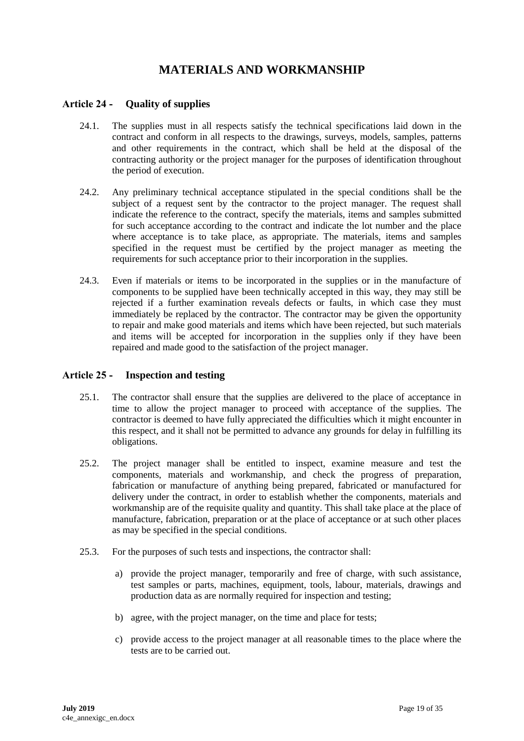# MATERIALS AND WORKMANSHIP

## Article 24 - Quality of supplies

24.1. The supplies must in all respects satisfy the technical specifications laid down in the contract and conform in all respects to the drawings, surveys, models, samples, patterns and other requirements in the contract, which shall be held at the disposal of the contracting authority or the project manager for the purposes of identification throughout the period of execution.

24.2. Any preliminary technical acceptance stipulated in the special conditions shall be the subject of a request sent by the contractor to the project manager. The request shall indicate the reference to the contract, specify the materials, items and samples submitted for such acceptance according to the contract and indicate the lot number and the place where acceptance is to take place, as appropriate. The materials, items and samples specified in the request must be certified by the project manager as meeting the requirements for such acceptance prior to their incorporation in the supplies.

24.3. Even if materials or items to be incorporated in the supplies or in the manufacture of components to be supplied have been technically accepted in this way, they may still be rejected if a further examination reveals defects or faults, in which case they must immediately be replaced by the contractor. The contractor may be given the opportunity to repair and make good materials and items which have been rejected, but such materials and items will be accepted for incorporation in the supplies only if they have been repaired and made good to the satisfaction of the project manager.

## Article 25 - Inspection and testing

25.1. The contractor shall ensure that the supplies are delivered to the place of acceptance in time to allow the project manager to proceed with acceptance of the supplies. The contractor is deemed to have fully appreciated the difficulties which it might encounter in this respect, and it shall not be permitted to advance any grounds for delay in fulfilling its obligations.

25.2. The project manager shall be entitled to inspect, examine measure and test the components, materials and workmanship, and check the progress of preparation, fabrication or manufacture of anything being prepared, fabricated or manufactured for delivery under the contract, in order to establish whether the components, materials and workmanship are of the requisite quality and quantity. This shall take place at the place of manufacture, fabrication, preparation or at the place of acceptance or at such other places as may be specified in the special conditions.

25.3. For the purposes of such tests and inspections, the contractor shall:

a) provide the project manager, temporarily and free of charge, with such assistance, test samples or parts, machines, equipment, tools, labour, materials, drawings and production data as are normally required for inspection and testing;

b) agree, with the project manager, on the time and place for tests;

c) provide access to the project manager at all reasonable times to the place where the tests are to be carried out.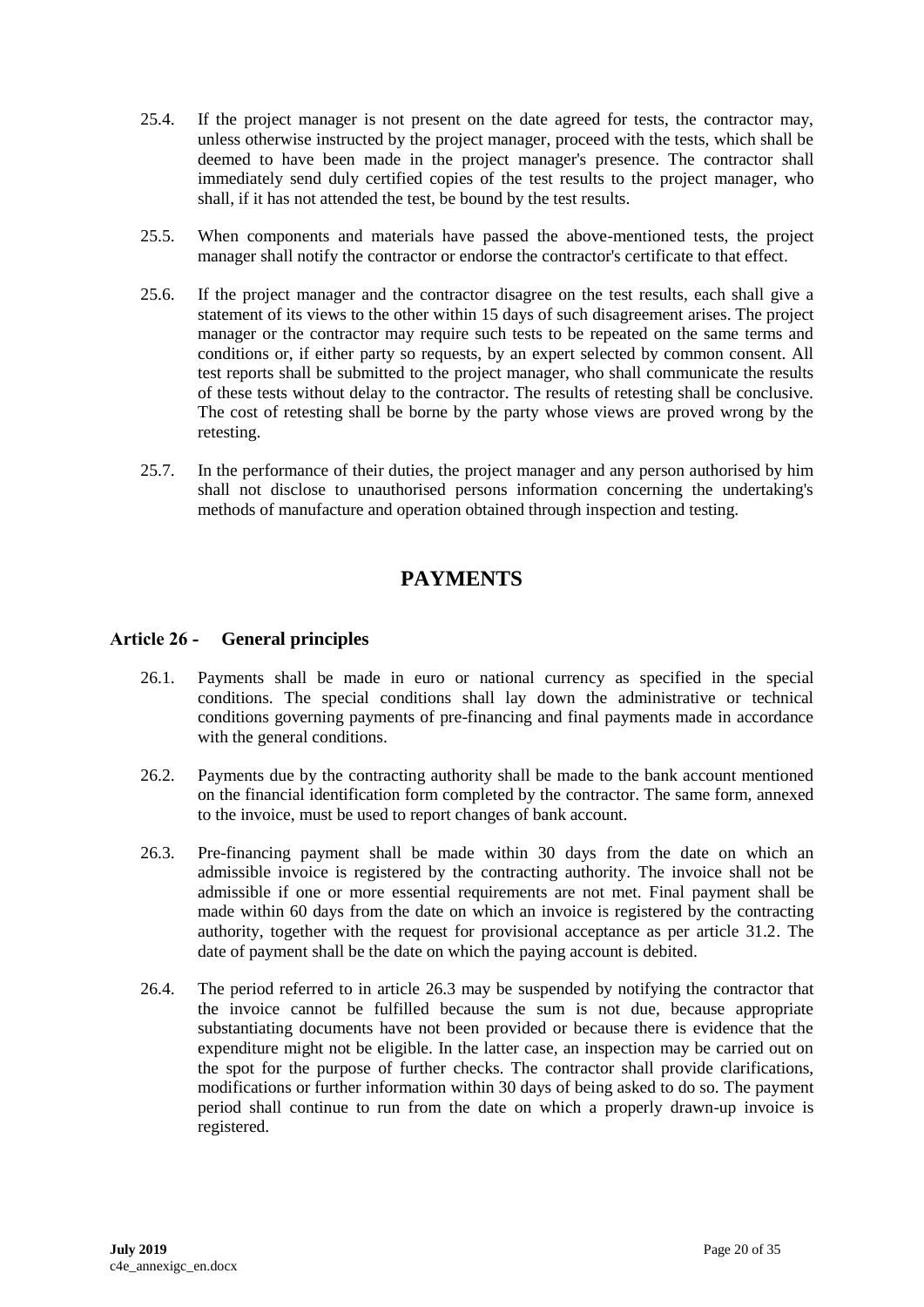25.4. If the project manager is not present on the date agreed for tests, the contractor may, unless otherwise instructed by the project manager, proceed with the tests, which shall be deemed to have been made in the project manager's presence. The contractor shall immediately send duly certified copies of the test results to the project manager, who shall, if it has not attended the test, be bound by the test results.

25.5. When components and materials have passed the above-mentioned tests, the project manager shall notify the contractor or endorse the contractor's certificate to that effect.

25.6. If the project manager and the contractor disagree on the test results, each shall give a statement of its views to the other within 15 days of such disagreement arises. The project manager or the contractor may require such tests to be repeated on the same terms and conditions or, if either party so requests, by an expert selected by common consent. All test reports shall be submitted to the project manager, who shall communicate the results of these tests without delay to the contractor. The results of retesting shall be conclusive. The cost of retesting shall be borne by the party whose views are proved wrong by the retesting.

25.7. In the performance of their duties, the project manager and any person authorised by him shall not disclose to unauthorised persons information concerning the undertaking's methods of manufacture and operation obtained through inspection and testing.

# PAYMENTS

## Article 26 - General principles

26.1. Payments shall be made in euro or national currency as specified in the special conditions. The special conditions shall lay down the administrative or technical conditions governing payments of pre-financing and final payments made in accordance with the general conditions.

26.2. Payments due by the contracting authority shall be made to the bank account mentioned on the financial identification form completed by the contractor. The same form, annexed to the invoice, must be used to report changes of bank account.

26.3. Pre-financing payment shall be made within 30 days from the date on which an admissible invoice is registered by the contracting authority. The invoice shall not be admissible if one or more essential requirements are not met. Final payment shall be made within 60 days from the date on which an invoice is registered by the contracting authority, together with the request for provisional acceptance as per article 31.2. The date of payment shall be the date on which the paying account is debited.

26.4. The period referred to in article 26.3 may be suspended by notifying the contractor that the invoice cannot be fulfilled because the sum is not due, because appropriate substantiating documents have not been provided or because there is evidence that the expenditure might not be eligible. In the latter case, an inspection may be carried out on the spot for the purpose of further checks. The contractor shall provide clarifications, modifications or further information within 30 days of being asked to do so. The payment period shall continue to run from the date on which a properly drawn-up invoice is registered.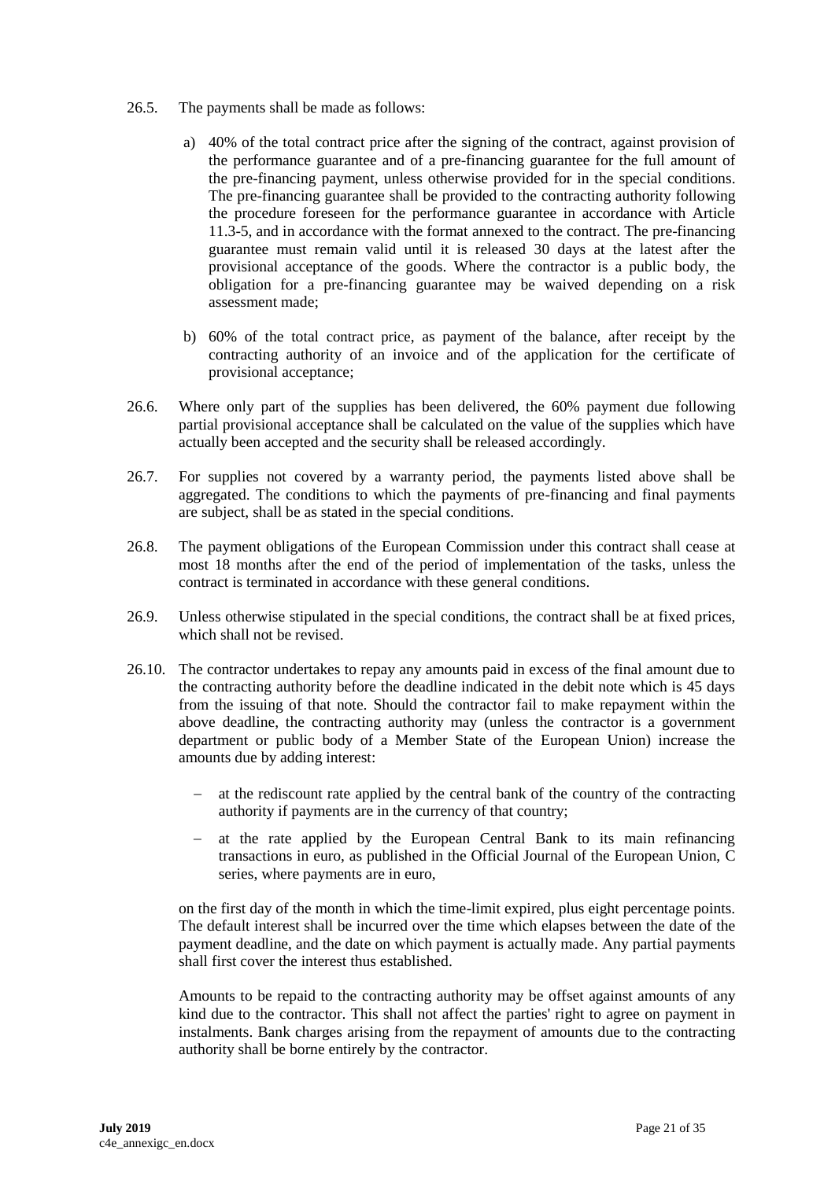26.5. The payments shall be made as follows:

a) 40% of the total contract price after the signing of the contract, against provision of the performance guarantee and of a pre-financing guarantee for the full amount of the pre-financing payment, unless otherwise provided for in the special conditions. The pre-financing guarantee shall be provided to the contracting authority following the procedure foreseen for the performance guarantee in accordance with Article 11.3-5, and in accordance with the format annexed to the contract. The pre-financing guarantee must remain valid until it is released 30 days at the latest after the provisional acceptance of the goods. Where the contractor is a public body, the obligation for a pre-financing guarantee may be waived depending on a risk assessment made;

b) 60% of the total contract price, as payment of the balance, after receipt by the contracting authority of an invoice and of the application for the certificate of provisional acceptance;

26.6. Where only part of the supplies has been delivered, the 60% payment due following partial provisional acceptance shall be calculated on the value of the supplies which have actually been accepted and the security shall be released accordingly.

26.7. For supplies not covered by a warranty period, the payments listed above shall be aggregated. The conditions to which the payments of pre-financing and final payments are subject, shall be as stated in the special conditions.

26.8. The payment obligations of the European Commission under this contract shall cease at most 18 months after the end of the period of implementation of the tasks, unless the contract is terminated in accordance with these general conditions.

26.9. Unless otherwise stipulated in the special conditions, the contract shall be at fixed prices, which shall not be revised.

26.10. The contractor undertakes to repay any amounts paid in excess of the final amount due to the contracting authority before the deadline indicated in the debit note which is 45 days from the issuing of that note. Should the contractor fail to make repayment within the above deadline, the contracting authority may (unless the contractor is a government department or public body of a Member State of the European Union) increase the amounts due by adding interest:

- at the rediscount rate applied by the central bank of the country of the contracting authority if payments are in the currency of that country;
- at the rate applied by the European Central Bank to its main refinancing transactions in euro, as published in the Official Journal of the European Union, C series, where payments are in euro,

on the first day of the month in which the time-limit expired, plus eight percentage points. The default interest shall be incurred over the time which elapses between the date of the payment deadline, and the date on which payment is actually made. Any partial payments shall first cover the interest thus established.

Amounts to be repaid to the contracting authority may be offset against amounts of any kind due to the contractor. This shall not affect the parties' right to agree on payment in instalments. Bank charges arising from the repayment of amounts due to the contracting authority shall be borne entirely by the contractor.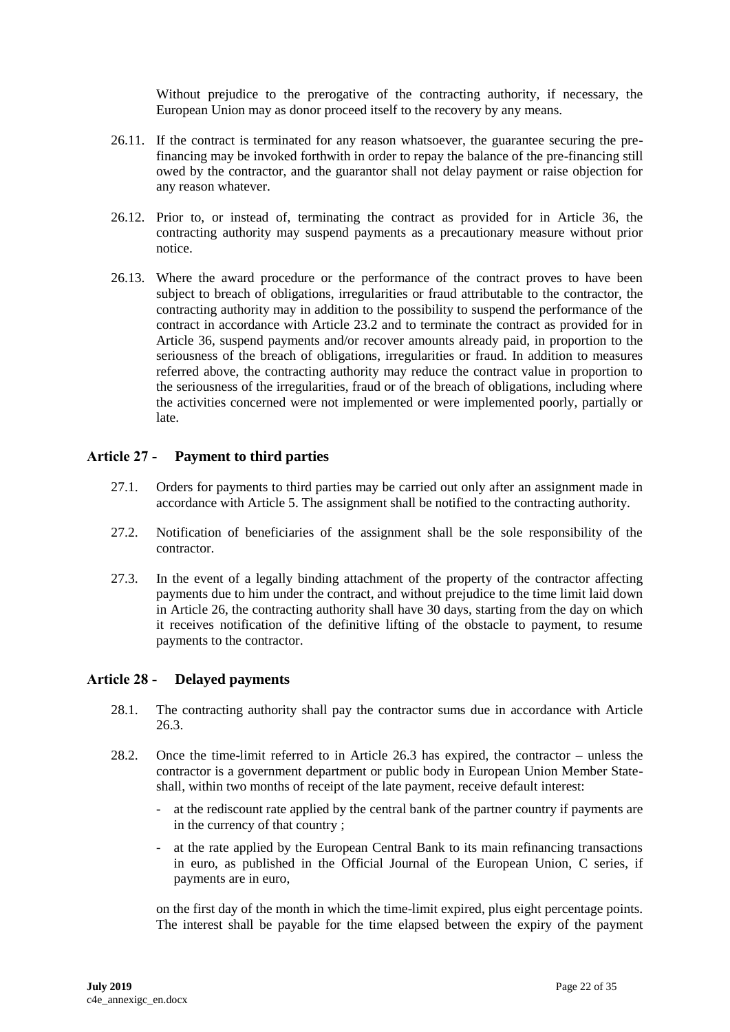Without prejudice to the prerogative of the contracting authority, if necessary, the European Union may as donor proceed itself to the recovery by any means.

26.11. If the contract is terminated for any reason whatsoever, the guarantee securing the pre-financing may be invoked forthwith in order to repay the balance of the pre-financing still owed by the contractor, and the guarantor shall not delay payment or raise objection for any reason whatever.

26.12. Prior to, or instead of, terminating the contract as provided for in Article 36, the contracting authority may suspend payments as a precautionary measure without prior notice.

26.13. Where the award procedure or the performance of the contract proves to have been subject to breach of obligations, irregularities or fraud attributable to the contractor, the contracting authority may in addition to the possibility to suspend the performance of the contract in accordance with Article 23.2 and to terminate the contract as provided for in Article 36, suspend payments and/or recover amounts already paid, in proportion to the seriousness of the breach of obligations, irregularities or fraud. In addition to measures referred above, the contracting authority may reduce the contract value in proportion to the seriousness of the irregularities, fraud or of the breach of obligations, including where the activities concerned were not implemented or were implemented poorly, partially or late.

## Article 27 - Payment to third parties

27.1. Orders for payments to third parties may be carried out only after an assignment made in accordance with Article 5. The assignment shall be notified to the contracting authority.

27.2. Notification of beneficiaries of the assignment shall be the sole responsibility of the contractor.

27.3. In the event of a legally binding attachment of the property of the contractor affecting payments due to him under the contract, and without prejudice to the time limit laid down in Article 26, the contracting authority shall have 30 days, starting from the day on which it receives notification of the definitive lifting of the obstacle to payment, to resume payments to the contractor.

## Article 28 - Delayed payments

28.1. The contracting authority shall pay the contractor sums due in accordance with Article 26.3.

28.2. Once the time-limit referred to in Article 26.3 has expired, the contractor – unless the contractor is a government department or public body in European Union Member State- shall, within two months of receipt of the late payment, receive default interest:

- at the rediscount rate applied by the central bank of the partner country if payments are in the currency of that country ;
- at the rate applied by the European Central Bank to its main refinancing transactions in euro, as published in the Official Journal of the European Union, C series, if payments are in euro,

on the first day of the month in which the time-limit expired, plus eight percentage points. The interest shall be payable for the time elapsed between the expiry of the payment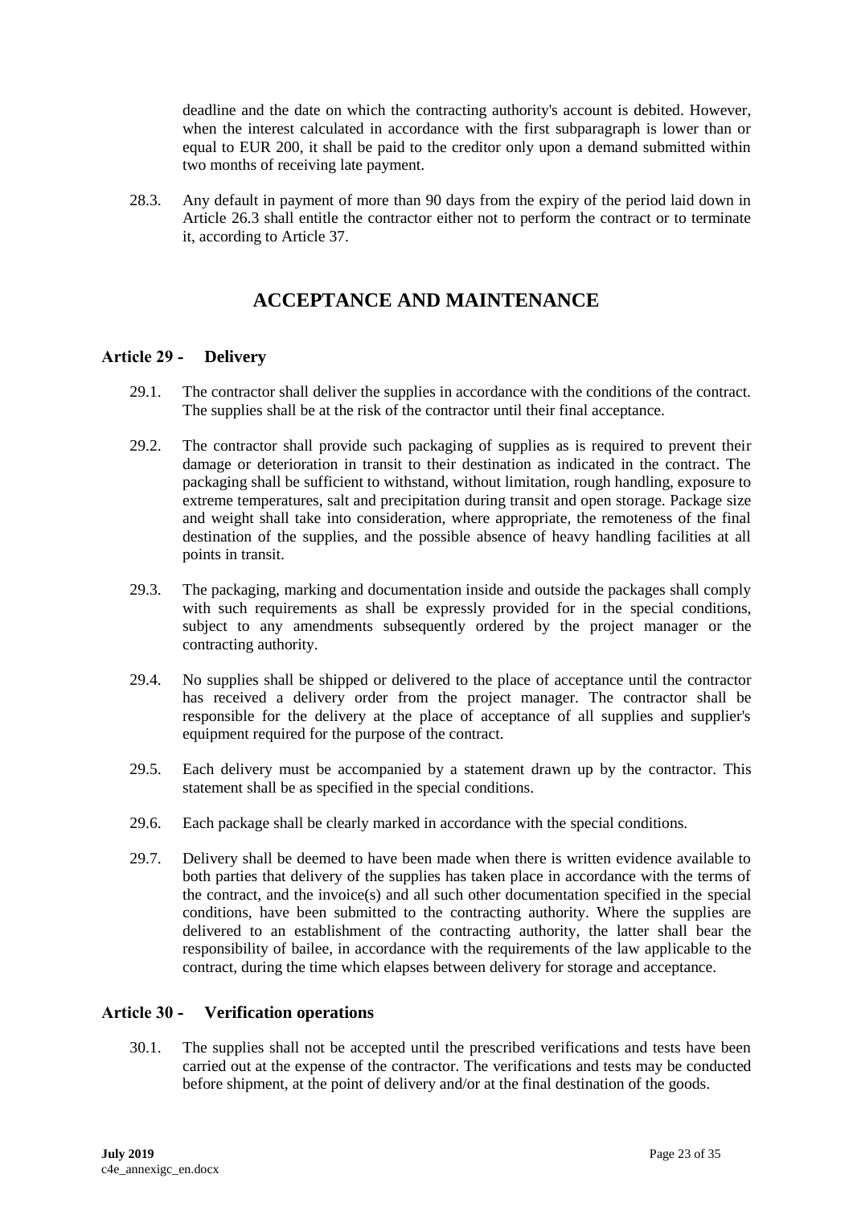deadline and the date on which the contracting authority's account is debited. However, when the interest calculated in accordance with the first subparagraph is lower than or equal to EUR 200, it shall be paid to the creditor only upon a demand submitted within two months of receiving late payment.

28.3. Any default in payment of more than 90 days from the expiry of the period laid down in Article 26.3 shall entitle the contractor either not to perform the contract or to terminate it, according to Article 37.

# ACCEPTANCE AND MAINTENANCE

## Article 29 - Delivery

29.1. The contractor shall deliver the supplies in accordance with the conditions of the contract. The supplies shall be at the risk of the contractor until their final acceptance.

29.2. The contractor shall provide such packaging of supplies as is required to prevent their damage or deterioration in transit to their destination as indicated in the contract. The packaging shall be sufficient to withstand, without limitation, rough handling, exposure to extreme temperatures, salt and precipitation during transit and open storage. Package size and weight shall take into consideration, where appropriate, the remoteness of the final destination of the supplies, and the possible absence of heavy handling facilities at all points in transit.

29.3. The packaging, marking and documentation inside and outside the packages shall comply with such requirements as shall be expressly provided for in the special conditions, subject to any amendments subsequently ordered by the project manager or the contracting authority.

29.4. No supplies shall be shipped or delivered to the place of acceptance until the contractor has received a delivery order from the project manager. The contractor shall be responsible for the delivery at the place of acceptance of all supplies and supplier's equipment required for the purpose of the contract.

29.5. Each delivery must be accompanied by a statement drawn up by the contractor. This statement shall be as specified in the special conditions.

29.6. Each package shall be clearly marked in accordance with the special conditions.

29.7. Delivery shall be deemed to have been made when there is written evidence available to both parties that delivery of the supplies has taken place in accordance with the terms of the contract, and the invoice(s) and all such other documentation specified in the special conditions, have been submitted to the contracting authority. Where the supplies are delivered to an establishment of the contracting authority, the latter shall bear the responsibility of bailee, in accordance with the requirements of the law applicable to the contract, during the time which elapses between delivery for storage and acceptance.

## Article 30 - Verification operations

30.1. The supplies shall not be accepted until the prescribed verifications and tests have been carried out at the expense of the contractor. The verifications and tests may be conducted before shipment, at the point of delivery and/or at the final destination of the goods.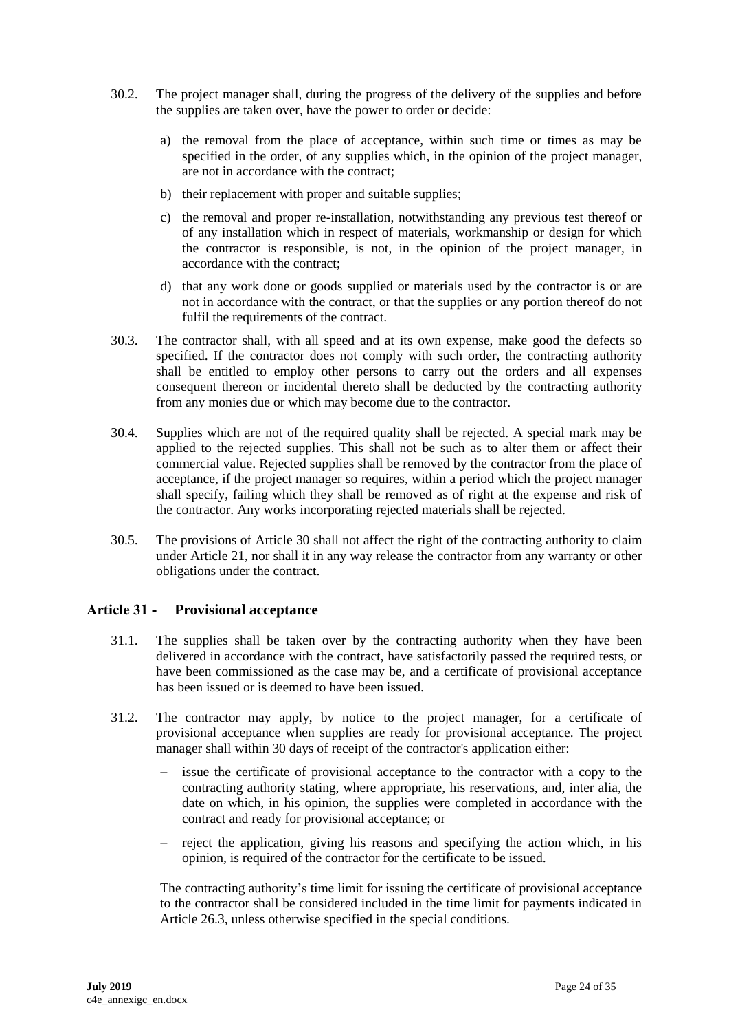30.2. The project manager shall, during the progress of the delivery of the supplies and before the supplies are taken over, have the power to order or decide:

a) the removal from the place of acceptance, within such time or times as may be specified in the order, of any supplies which, in the opinion of the project manager, are not in accordance with the contract;

b) their replacement with proper and suitable supplies;

c) the removal and proper re-installation, notwithstanding any previous test thereof or of any installation which in respect of materials, workmanship or design for which the contractor is responsible, is not, in the opinion of the project manager, in accordance with the contract;

d) that any work done or goods supplied or materials used by the contractor is or are not in accordance with the contract, or that the supplies or any portion thereof do not fulfil the requirements of the contract.

30.3. The contractor shall, with all speed and at its own expense, make good the defects so specified. If the contractor does not comply with such order, the contracting authority shall be entitled to employ other persons to carry out the orders and all expenses consequent thereon or incidental thereto shall be deducted by the contracting authority from any monies due or which may become due to the contractor.

30.4. Supplies which are not of the required quality shall be rejected. A special mark may be applied to the rejected supplies. This shall not be such as to alter them or affect their commercial value. Rejected supplies shall be removed by the contractor from the place of acceptance, if the project manager so requires, within a period which the project manager shall specify, failing which they shall be removed as of right at the expense and risk of the contractor. Any works incorporating rejected materials shall be rejected.

30.5. The provisions of Article 30 shall not affect the right of the contracting authority to claim under Article 21, nor shall it in any way release the contractor from any warranty or other obligations under the contract.

## Article 31 - Provisional acceptance

31.1. The supplies shall be taken over by the contracting authority when they have been delivered in accordance with the contract, have satisfactorily passed the required tests, or have been commissioned as the case may be, and a certificate of provisional acceptance has been issued or is deemed to have been issued.

31.2. The contractor may apply, by notice to the project manager, for a certificate of provisional acceptance when supplies are ready for provisional acceptance. The project manager shall within 30 days of receipt of the contractor's application either:

- issue the certificate of provisional acceptance to the contractor with a copy to the contracting authority stating, where appropriate, his reservations, and, inter alia, the date on which, in his opinion, the supplies were completed in accordance with the contract and ready for provisional acceptance; or
- reject the application, giving his reasons and specifying the action which, in his opinion, is required of the contractor for the certificate to be issued.

The contracting authority's time limit for issuing the certificate of provisional acceptance to the contractor shall be considered included in the time limit for payments indicated in Article 26.3, unless otherwise specified in the special conditions.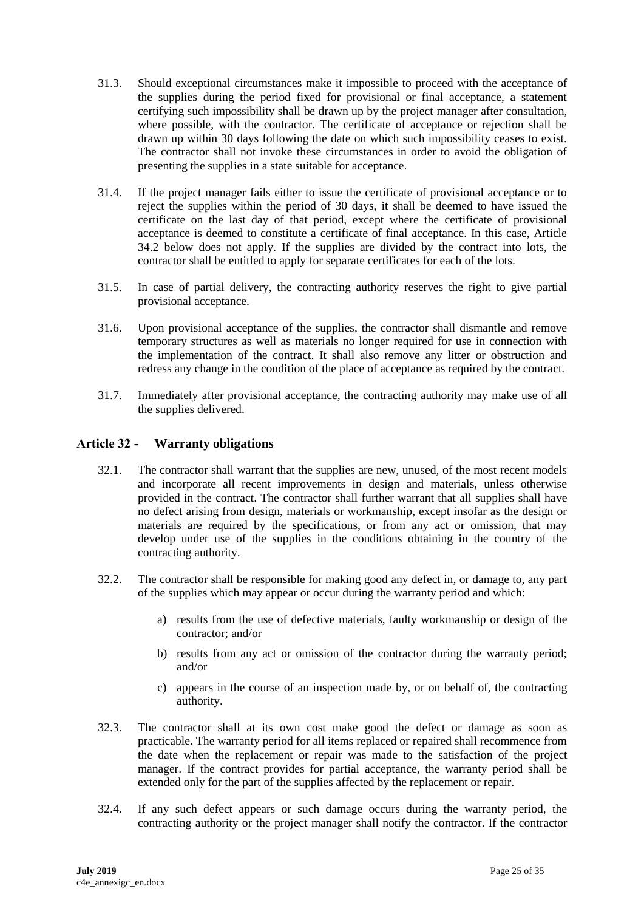31.3. Should exceptional circumstances make it impossible to proceed with the acceptance of the supplies during the period fixed for provisional or final acceptance, a statement certifying such impossibility shall be drawn up by the project manager after consultation, where possible, with the contractor. The certificate of acceptance or rejection shall be drawn up within 30 days following the date on which such impossibility ceases to exist. The contractor shall not invoke these circumstances in order to avoid the obligation of presenting the supplies in a state suitable for acceptance.

31.4. If the project manager fails either to issue the certificate of provisional acceptance or to reject the supplies within the period of 30 days, it shall be deemed to have issued the certificate on the last day of that period, except where the certificate of provisional acceptance is deemed to constitute a certificate of final acceptance. In this case, Article 34.2 below does not apply. If the supplies are divided by the contract into lots, the contractor shall be entitled to apply for separate certificates for each of the lots.

31.5. In case of partial delivery, the contracting authority reserves the right to give partial provisional acceptance.

31.6. Upon provisional acceptance of the supplies, the contractor shall dismantle and remove temporary structures as well as materials no longer required for use in connection with the implementation of the contract. It shall also remove any litter or obstruction and redress any change in the condition of the place of acceptance as required by the contract.

31.7. Immediately after provisional acceptance, the contracting authority may make use of all the supplies delivered.

## Article 32 - Warranty obligations

32.1. The contractor shall warrant that the supplies are new, unused, of the most recent models and incorporate all recent improvements in design and materials, unless otherwise provided in the contract. The contractor shall further warrant that all supplies shall have no defect arising from design, materials or workmanship, except insofar as the design or materials are required by the specifications, or from any act or omission, that may develop under use of the supplies in the conditions obtaining in the country of the contracting authority.

32.2. The contractor shall be responsible for making good any defect in, or damage to, any part of the supplies which may appear or occur during the warranty period and which:

a) results from the use of defective materials, faulty workmanship or design of the contractor; and/or

b) results from any act or omission of the contractor during the warranty period; and/or

c) appears in the course of an inspection made by, or on behalf of, the contracting authority.

32.3. The contractor shall at its own cost make good the defect or damage as soon as practicable. The warranty period for all items replaced or repaired shall recommence from the date when the replacement or repair was made to the satisfaction of the project manager. If the contract provides for partial acceptance, the warranty period shall be extended only for the part of the supplies affected by the replacement or repair.

32.4. If any such defect appears or such damage occurs during the warranty period, the contracting authority or the project manager shall notify the contractor. If the contractor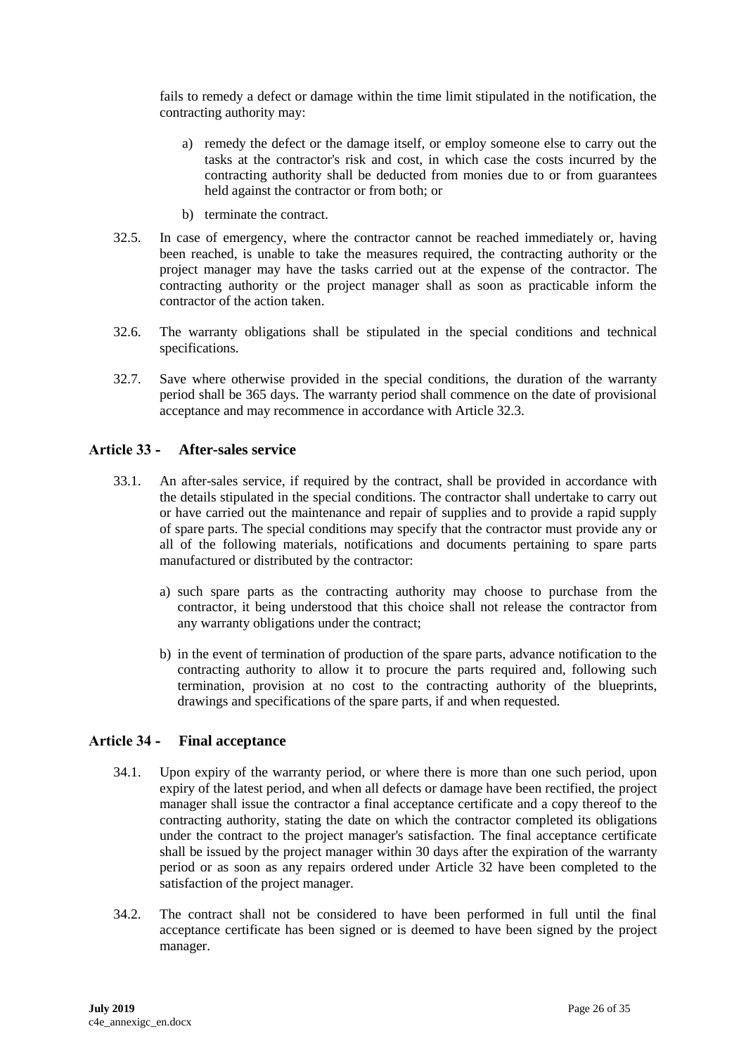fails to remedy a defect or damage within the time limit stipulated in the notification, the contracting authority may:

a) remedy the defect or the damage itself, or employ someone else to carry out the tasks at the contractor's risk and cost, in which case the costs incurred by the contracting authority shall be deducted from monies due to or from guarantees held against the contractor or from both; or

b) terminate the contract.

32.5. In case of emergency, where the contractor cannot be reached immediately or, having been reached, is unable to take the measures required, the contracting authority or the project manager may have the tasks carried out at the expense of the contractor. The contracting authority or the project manager shall as soon as practicable inform the contractor of the action taken.

32.6. The warranty obligations shall be stipulated in the special conditions and technical specifications.

32.7. Save where otherwise provided in the special conditions, the duration of the warranty period shall be 365 days. The warranty period shall commence on the date of provisional acceptance and may recommence in accordance with Article 32.3.

## Article 33 - After-sales service

33.1. An after-sales service, if required by the contract, shall be provided in accordance with the details stipulated in the special conditions. The contractor shall undertake to carry out or have carried out the maintenance and repair of supplies and to provide a rapid supply of spare parts. The special conditions may specify that the contractor must provide any or all of the following materials, notifications and documents pertaining to spare parts manufactured or distributed by the contractor:

a) such spare parts as the contracting authority may choose to purchase from the contractor, it being understood that this choice shall not release the contractor from any warranty obligations under the contract;

b) in the event of termination of production of the spare parts, advance notification to the contracting authority to allow it to procure the parts required and, following such termination, provision at no cost to the contracting authority of the blueprints, drawings and specifications of the spare parts, if and when requested.

## Article 34 - Final acceptance

34.1. Upon expiry of the warranty period, or where there is more than one such period, upon expiry of the latest period, and when all defects or damage have been rectified, the project manager shall issue the contractor a final acceptance certificate and a copy thereof to the contracting authority, stating the date on which the contractor completed its obligations under the contract to the project manager's satisfaction. The final acceptance certificate shall be issued by the project manager within 30 days after the expiration of the warranty period or as soon as any repairs ordered under Article 32 have been completed to the satisfaction of the project manager.

34.2. The contract shall not be considered to have been performed in full until the final acceptance certificate has been signed or is deemed to have been signed by the project manager.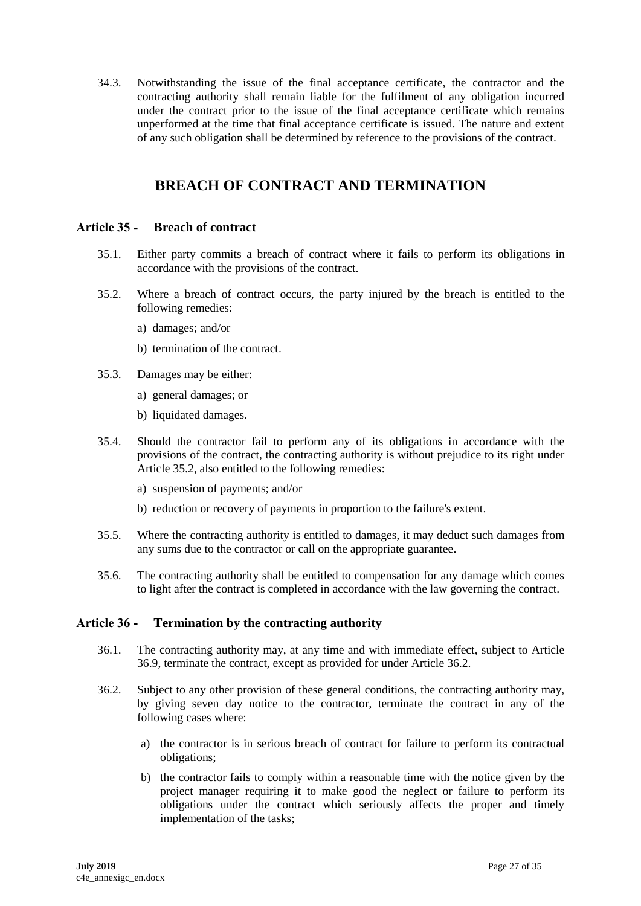34.3. Notwithstanding the issue of the final acceptance certificate, the contractor and the contracting authority shall remain liable for the fulfilment of any obligation incurred under the contract prior to the issue of the final acceptance certificate which remains unperformed at the time that final acceptance certificate is issued. The nature and extent of any such obligation shall be determined by reference to the provisions of the contract.

# BREACH OF CONTRACT AND TERMINATION

## Article 35 - Breach of contract

35.1. Either party commits a breach of contract where it fails to perform its obligations in accordance with the provisions of the contract.

35.2. Where a breach of contract occurs, the party injured by the breach is entitled to the following remedies:

a) damages; and/or

b) termination of the contract.

35.3. Damages may be either:

a) general damages; or

b) liquidated damages.

35.4. Should the contractor fail to perform any of its obligations in accordance with the provisions of the contract, the contracting authority is without prejudice to its right under Article 35.2, also entitled to the following remedies:

a) suspension of payments; and/or

b) reduction or recovery of payments in proportion to the failure's extent.

35.5. Where the contracting authority is entitled to damages, it may deduct such damages from any sums due to the contractor or call on the appropriate guarantee.

35.6. The contracting authority shall be entitled to compensation for any damage which comes to light after the contract is completed in accordance with the law governing the contract.

## Article 36 - Termination by the contracting authority

36.1. The contracting authority may, at any time and with immediate effect, subject to Article 36.9, terminate the contract, except as provided for under Article 36.2.

36.2. Subject to any other provision of these general conditions, the contracting authority may, by giving seven day notice to the contractor, terminate the contract in any of the following cases where:

a) the contractor is in serious breach of contract for failure to perform its contractual obligations;

b) the contractor fails to comply within a reasonable time with the notice given by the project manager requiring it to make good the neglect or failure to perform its obligations under the contract which seriously affects the proper and timely implementation of the tasks;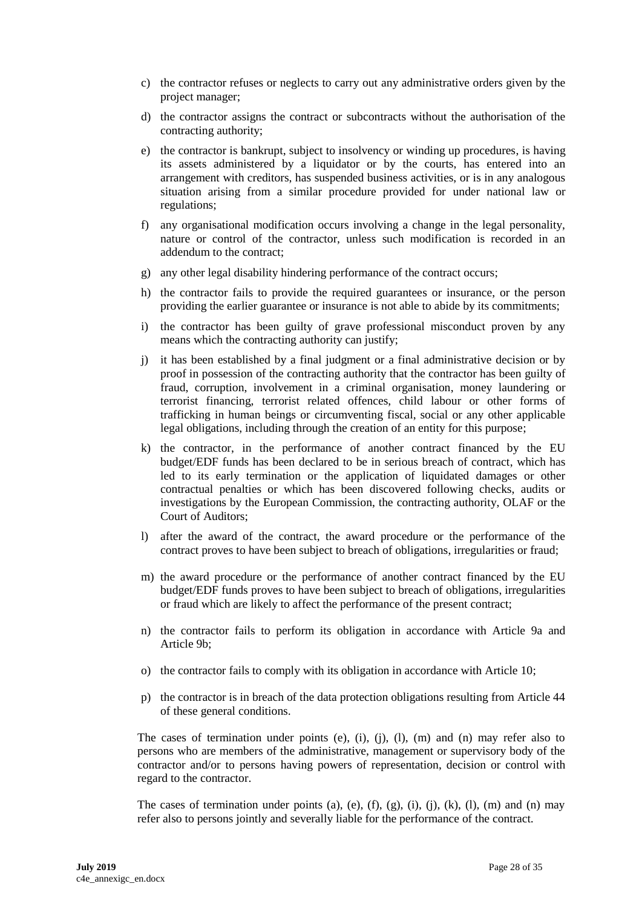c) the contractor refuses or neglects to carry out any administrative orders given by the project manager;

d) the contractor assigns the contract or subcontracts without the authorisation of the contracting authority;

e) the contractor is bankrupt, subject to insolvency or winding up procedures, is having its assets administered by a liquidator or by the courts, has entered into an arrangement with creditors, has suspended business activities, or is in any analogous situation arising from a similar procedure provided for under national law or regulations;

f) any organisational modification occurs involving a change in the legal personality, nature or control of the contractor, unless such modification is recorded in an addendum to the contract;

g) any other legal disability hindering performance of the contract occurs;

h) the contractor fails to provide the required guarantees or insurance, or the person providing the earlier guarantee or insurance is not able to abide by its commitments;

i) the contractor has been guilty of grave professional misconduct proven by any means which the contracting authority can justify;

j) it has been established by a final judgment or a final administrative decision or by proof in possession of the contracting authority that the contractor has been guilty of fraud, corruption, involvement in a criminal organisation, money laundering or terrorist financing, terrorist related offences, child labour or other forms of trafficking in human beings or circumventing fiscal, social or any other applicable legal obligations, including through the creation of an entity for this purpose;

k) the contractor, in the performance of another contract financed by the EU budget/EDF funds has been declared to be in serious breach of contract, which has led to its early termination or the application of liquidated damages or other contractual penalties or which has been discovered following checks, audits or investigations by the European Commission, the contracting authority, OLAF or the Court of Auditors;

l) after the award of the contract, the award procedure or the performance of the contract proves to have been subject to breach of obligations, irregularities or fraud;

m) the award procedure or the performance of another contract financed by the EU budget/EDF funds proves to have been subject to breach of obligations, irregularities or fraud which are likely to affect the performance of the present contract;

n) the contractor fails to perform its obligation in accordance with Article 9a and Article 9b;

o) the contractor fails to comply with its obligation in accordance with Article 10;

p) the contractor is in breach of the data protection obligations resulting from Article 44 of these general conditions.

The cases of termination under points (e), (i), (j), (l), (m) and (n) may refer also to persons who are members of the administrative, management or supervisory body of the contractor and/or to persons having powers of representation, decision or control with regard to the contractor.

The cases of termination under points (a), (e), (f), (g), (i), (j), (k), (l), (m) and (n) may refer also to persons jointly and severally liable for the performance of the contract.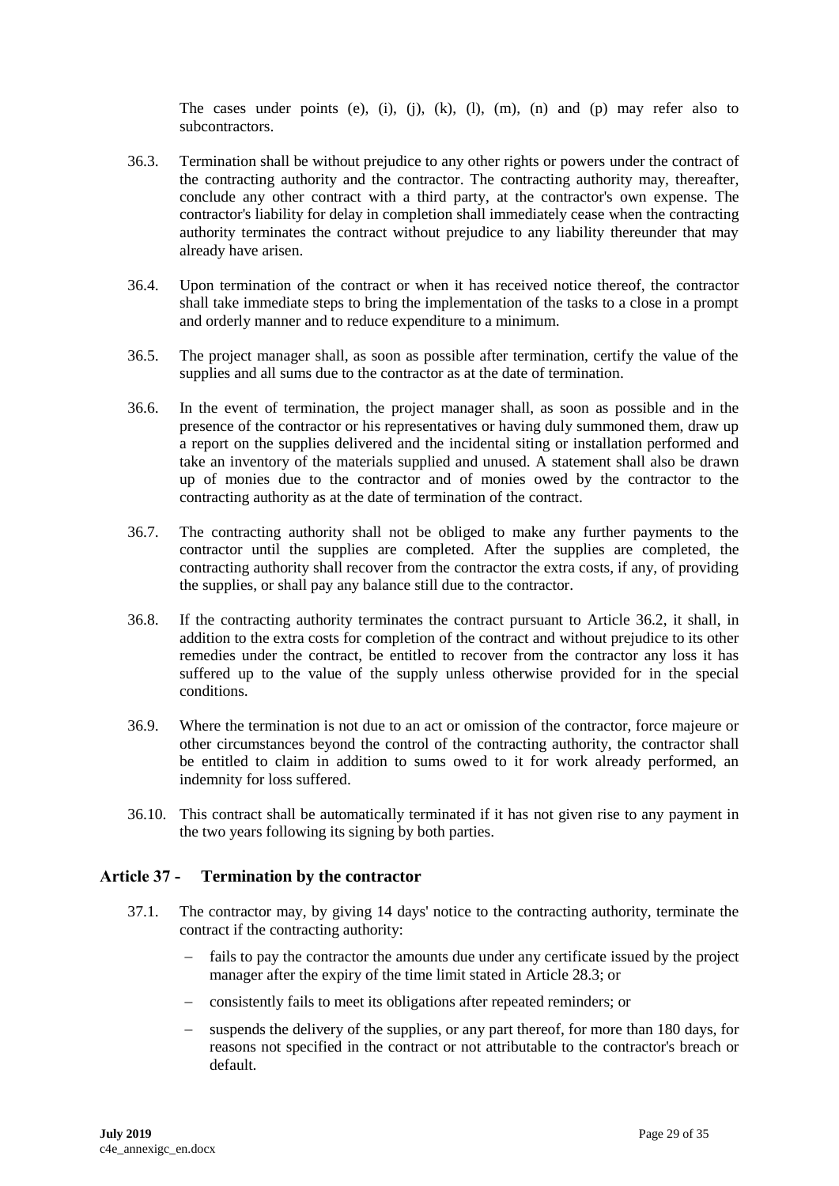The cases under points (e), (i), (j), (k), (l), (m), (n) and (p) may refer also to subcontractors.

36.3. Termination shall be without prejudice to any other rights or powers under the contract of the contracting authority and the contractor. The contracting authority may, thereafter, conclude any other contract with a third party, at the contractor's own expense. The contractor's liability for delay in completion shall immediately cease when the contracting authority terminates the contract without prejudice to any liability thereunder that may already have arisen.

36.4. Upon termination of the contract or when it has received notice thereof, the contractor shall take immediate steps to bring the implementation of the tasks to a close in a prompt and orderly manner and to reduce expenditure to a minimum.

36.5. The project manager shall, as soon as possible after termination, certify the value of the supplies and all sums due to the contractor as at the date of termination.

36.6. In the event of termination, the project manager shall, as soon as possible and in the presence of the contractor or his representatives or having duly summoned them, draw up a report on the supplies delivered and the incidental siting or installation performed and take an inventory of the materials supplied and unused. A statement shall also be drawn up of monies due to the contractor and of monies owed by the contractor to the contracting authority as at the date of termination of the contract.

36.7. The contracting authority shall not be obliged to make any further payments to the contractor until the supplies are completed. After the supplies are completed, the contracting authority shall recover from the contractor the extra costs, if any, of providing the supplies, or shall pay any balance still due to the contractor.

36.8. If the contracting authority terminates the contract pursuant to Article 36.2, it shall, in addition to the extra costs for completion of the contract and without prejudice to its other remedies under the contract, be entitled to recover from the contractor any loss it has suffered up to the value of the supply unless otherwise provided for in the special conditions.

36.9. Where the termination is not due to an act or omission of the contractor, force majeure or other circumstances beyond the control of the contracting authority, the contractor shall be entitled to claim in addition to sums owed to it for work already performed, an indemnity for loss suffered.

36.10. This contract shall be automatically terminated if it has not given rise to any payment in the two years following its signing by both parties.

## Article 37 - Termination by the contractor

37.1. The contractor may, by giving 14 days' notice to the contracting authority, terminate the contract if the contracting authority:

- fails to pay the contractor the amounts due under any certificate issued by the project manager after the expiry of the time limit stated in Article 28.3; or
- consistently fails to meet its obligations after repeated reminders; or
- suspends the delivery of the supplies, or any part thereof, for more than 180 days, for reasons not specified in the contract or not attributable to the contractor's breach or default.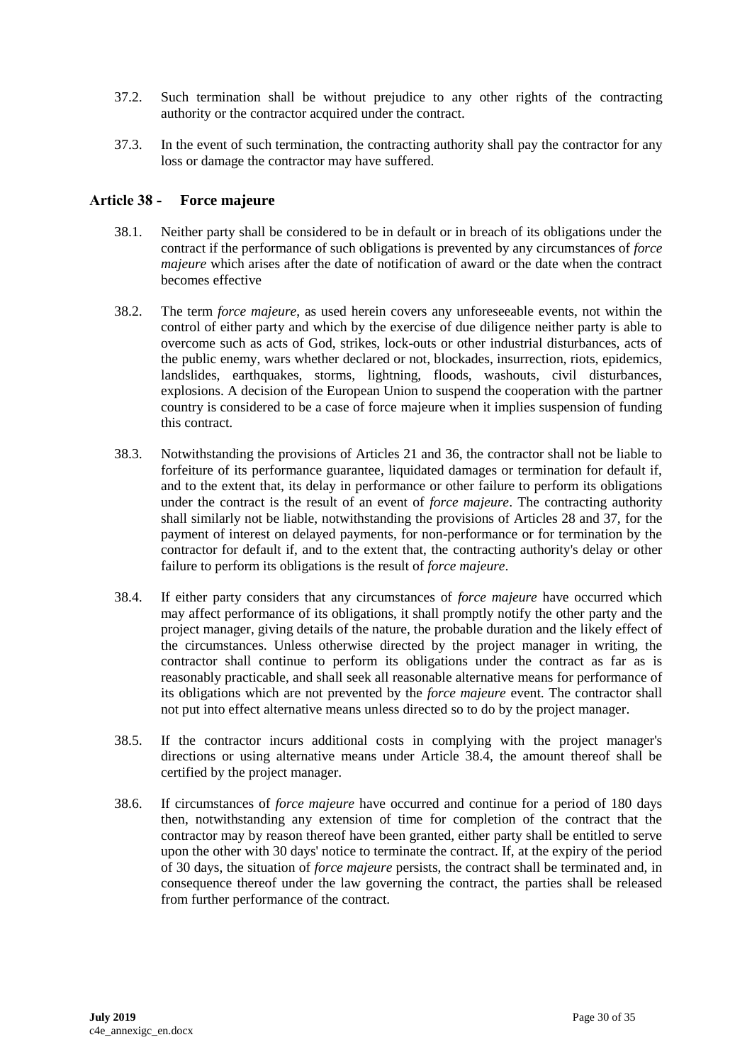37.2. Such termination shall be without prejudice to any other rights of the contracting authority or the contractor acquired under the contract.

37.3. In the event of such termination, the contracting authority shall pay the contractor for any loss or damage the contractor may have suffered.

## Article 38 - Force majeure

38.1. Neither party shall be considered to be in default or in breach of its obligations under the contract if the performance of such obligations is prevented by any circumstances of *force majeure* which arises after the date of notification of award or the date when the contract becomes effective

38.2. The term *force majeure*, as used herein covers any unforeseeable events, not within the control of either party and which by the exercise of due diligence neither party is able to overcome such as acts of God, strikes, lock-outs or other industrial disturbances, acts of the public enemy, wars whether declared or not, blockades, insurrection, riots, epidemics, landslides, earthquakes, storms, lightning, floods, washouts, civil disturbances, explosions. A decision of the European Union to suspend the cooperation with the partner country is considered to be a case of force majeure when it implies suspension of funding this contract.

38.3. Notwithstanding the provisions of Articles 21 and 36, the contractor shall not be liable to forfeiture of its performance guarantee, liquidated damages or termination for default if, and to the extent that, its delay in performance or other failure to perform its obligations under the contract is the result of an event of *force majeure*. The contracting authority shall similarly not be liable, notwithstanding the provisions of Articles 28 and 37, for the payment of interest on delayed payments, for non-performance or for termination by the contractor for default if, and to the extent that, the contracting authority's delay or other failure to perform its obligations is the result of *force majeure*.

38.4. If either party considers that any circumstances of *force majeure* have occurred which may affect performance of its obligations, it shall promptly notify the other party and the project manager, giving details of the nature, the probable duration and the likely effect of the circumstances. Unless otherwise directed by the project manager in writing, the contractor shall continue to perform its obligations under the contract as far as is reasonably practicable, and shall seek all reasonable alternative means for performance of its obligations which are not prevented by the *force majeure* event. The contractor shall not put into effect alternative means unless directed so to do by the project manager.

38.5. If the contractor incurs additional costs in complying with the project manager's directions or using alternative means under Article 38.4, the amount thereof shall be certified by the project manager.

38.6. If circumstances of *force majeure* have occurred and continue for a period of 180 days then, notwithstanding any extension of time for completion of the contract that the contractor may by reason thereof have been granted, either party shall be entitled to serve upon the other with 30 days' notice to terminate the contract. If, at the expiry of the period of 30 days, the situation of *force majeure* persists, the contract shall be terminated and, in consequence thereof under the law governing the contract, the parties shall be released from further performance of the contract.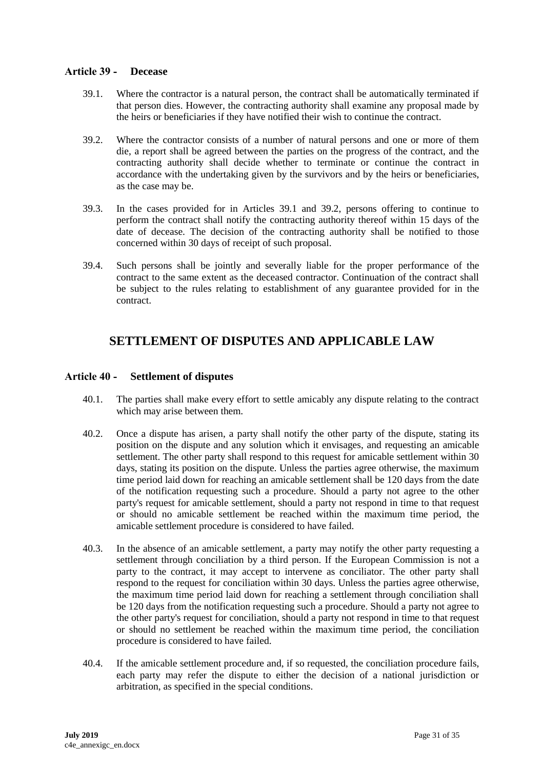### Article 39 - Decease

39.1. Where the contractor is a natural person, the contract shall be automatically terminated if that person dies. However, the contracting authority shall examine any proposal made by the heirs or beneficiaries if they have notified their wish to continue the contract.

39.2. Where the contractor consists of a number of natural persons and one or more of them die, a report shall be agreed between the parties on the progress of the contract, and the contracting authority shall decide whether to terminate or continue the contract in accordance with the undertaking given by the survivors and by the heirs or beneficiaries, as the case may be.

39.3. In the cases provided for in Articles 39.1 and 39.2, persons offering to continue to perform the contract shall notify the contracting authority thereof within 15 days of the date of decease. The decision of the contracting authority shall be notified to those concerned within 30 days of receipt of such proposal.

39.4. Such persons shall be jointly and severally liable for the proper performance of the contract to the same extent as the deceased contractor. Continuation of the contract shall be subject to the rules relating to establishment of any guarantee provided for in the contract.

## SETTLEMENT OF DISPUTES AND APPLICABLE LAW

### Article 40 - Settlement of disputes

40.1. The parties shall make every effort to settle amicably any dispute relating to the contract which may arise between them.

40.2. Once a dispute has arisen, a party shall notify the other party of the dispute, stating its position on the dispute and any solution which it envisages, and requesting an amicable settlement. The other party shall respond to this request for amicable settlement within 30 days, stating its position on the dispute. Unless the parties agree otherwise, the maximum time period laid down for reaching an amicable settlement shall be 120 days from the date of the notification requesting such a procedure. Should a party not agree to the other party's request for amicable settlement, should a party not respond in time to that request or should no amicable settlement be reached within the maximum time period, the amicable settlement procedure is considered to have failed.

40.3. In the absence of an amicable settlement, a party may notify the other party requesting a settlement through conciliation by a third person. If the European Commission is not a party to the contract, it may accept to intervene as conciliator. The other party shall respond to the request for conciliation within 30 days. Unless the parties agree otherwise, the maximum time period laid down for reaching a settlement through conciliation shall be 120 days from the notification requesting such a procedure. Should a party not agree to the other party's request for conciliation, should a party not respond in time to that request or should no settlement be reached within the maximum time period, the conciliation procedure is considered to have failed.

40.4. If the amicable settlement procedure and, if so requested, the conciliation procedure fails, each party may refer the dispute to either the decision of a national jurisdiction or arbitration, as specified in the special conditions.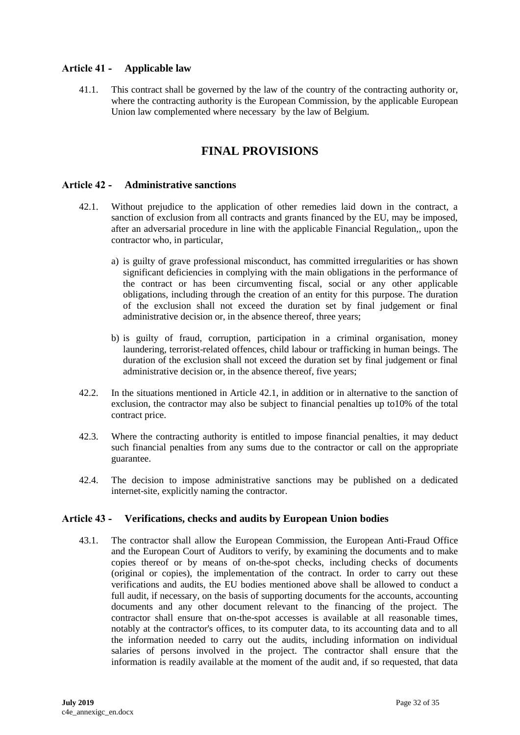### Article 41 - Applicable law

41.1. This contract shall be governed by the law of the country of the contracting authority or, where the contracting authority is the European Commission, by the applicable European Union law complemented where necessary by the law of Belgium.

## FINAL PROVISIONS

### Article 42 - Administrative sanctions

42.1. Without prejudice to the application of other remedies laid down in the contract, a sanction of exclusion from all contracts and grants financed by the EU, may be imposed, after an adversarial procedure in line with the applicable Financial Regulation,, upon the contractor who, in particular,

a) is guilty of grave professional misconduct, has committed irregularities or has shown significant deficiencies in complying with the main obligations in the performance of the contract or has been circumventing fiscal, social or any other applicable obligations, including through the creation of an entity for this purpose. The duration of the exclusion shall not exceed the duration set by final judgement or final administrative decision or, in the absence thereof, three years;

b) is guilty of fraud, corruption, participation in a criminal organisation, money laundering, terrorist-related offences, child labour or trafficking in human beings. The duration of the exclusion shall not exceed the duration set by final judgement or final administrative decision or, in the absence thereof, five years;

42.2. In the situations mentioned in Article 42.1, in addition or in alternative to the sanction of exclusion, the contractor may also be subject to financial penalties up to10% of the total contract price.

42.3. Where the contracting authority is entitled to impose financial penalties, it may deduct such financial penalties from any sums due to the contractor or call on the appropriate guarantee.

42.4. The decision to impose administrative sanctions may be published on a dedicated internet-site, explicitly naming the contractor.

### Article 43 - Verifications, checks and audits by European Union bodies

43.1. The contractor shall allow the European Commission, the European Anti-Fraud Office and the European Court of Auditors to verify, by examining the documents and to make copies thereof or by means of on-the-spot checks, including checks of documents (original or copies), the implementation of the contract. In order to carry out these verifications and audits, the EU bodies mentioned above shall be allowed to conduct a full audit, if necessary, on the basis of supporting documents for the accounts, accounting documents and any other document relevant to the financing of the project. The contractor shall ensure that on-the-spot accesses is available at all reasonable times, notably at the contractor's offices, to its computer data, to its accounting data and to all the information needed to carry out the audits, including information on individual salaries of persons involved in the project. The contractor shall ensure that the information is readily available at the moment of the audit and, if so requested, that data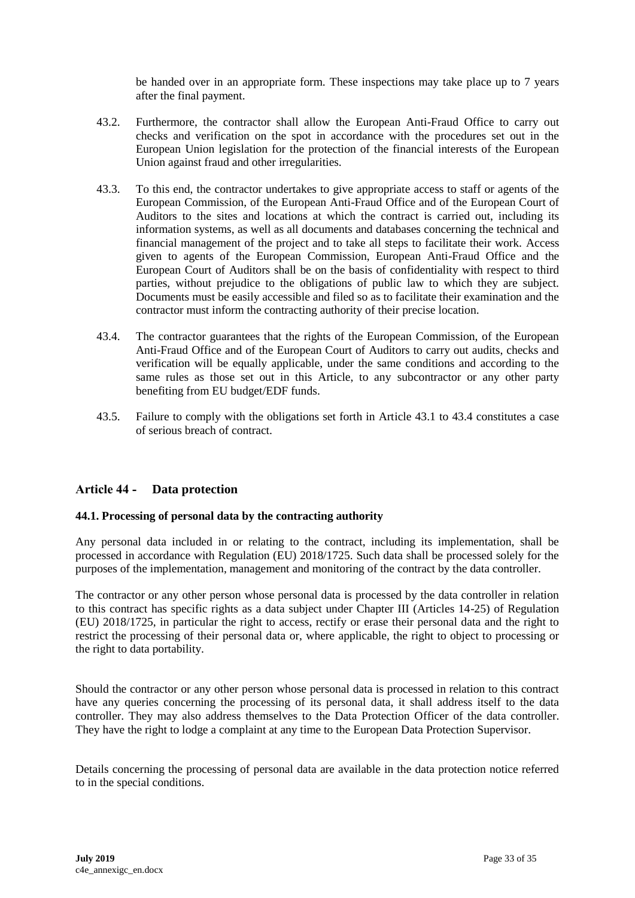be handed over in an appropriate form. These inspections may take place up to 7 years after the final payment.

43.2. Furthermore, the contractor shall allow the European Anti-Fraud Office to carry out checks and verification on the spot in accordance with the procedures set out in the European Union legislation for the protection of the financial interests of the European Union against fraud and other irregularities.

43.3. To this end, the contractor undertakes to give appropriate access to staff or agents of the European Commission, of the European Anti-Fraud Office and of the European Court of Auditors to the sites and locations at which the contract is carried out, including its information systems, as well as all documents and databases concerning the technical and financial management of the project and to take all steps to facilitate their work. Access given to agents of the European Commission, European Anti-Fraud Office and the European Court of Auditors shall be on the basis of confidentiality with respect to third parties, without prejudice to the obligations of public law to which they are subject. Documents must be easily accessible and filed so as to facilitate their examination and the contractor must inform the contracting authority of their precise location.

43.4. The contractor guarantees that the rights of the European Commission, of the European Anti-Fraud Office and of the European Court of Auditors to carry out audits, checks and verification will be equally applicable, under the same conditions and according to the same rules as those set out in this Article, to any subcontractor or any other party benefiting from EU budget/EDF funds.

43.5. Failure to comply with the obligations set forth in Article 43.1 to 43.4 constitutes a case of serious breach of contract.

## Article 44 - Data protection

### 44.1. Processing of personal data by the contracting authority

Any personal data included in or relating to the contract, including its implementation, shall be processed in accordance with Regulation (EU) 2018/1725. Such data shall be processed solely for the purposes of the implementation, management and monitoring of the contract by the data controller.

The contractor or any other person whose personal data is processed by the data controller in relation to this contract has specific rights as a data subject under Chapter III (Articles 14-25) of Regulation (EU) 2018/1725, in particular the right to access, rectify or erase their personal data and the right to restrict the processing of their personal data or, where applicable, the right to object to processing or the right to data portability.

Should the contractor or any other person whose personal data is processed in relation to this contract have any queries concerning the processing of its personal data, it shall address itself to the data controller. They may also address themselves to the Data Protection Officer of the data controller. They have the right to lodge a complaint at any time to the European Data Protection Supervisor.

Details concerning the processing of personal data are available in the data protection notice referred to in the special conditions.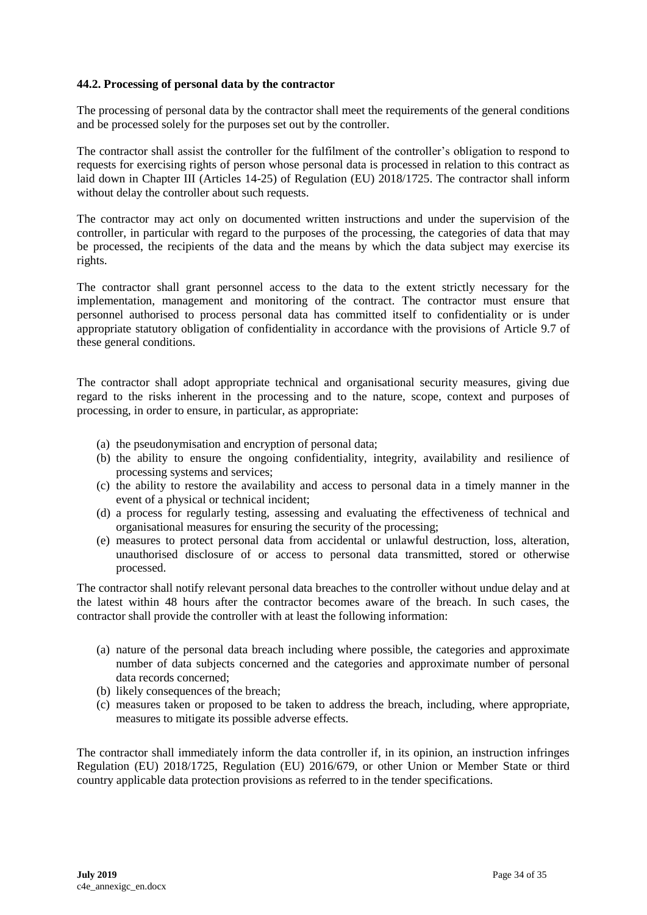#### 44.2. Processing of personal data by the contractor

The processing of personal data by the contractor shall meet the requirements of the general conditions and be processed solely for the purposes set out by the controller.

The contractor shall assist the controller for the fulfilment of the controller's obligation to respond to requests for exercising rights of person whose personal data is processed in relation to this contract as laid down in Chapter III (Articles 14-25) of Regulation (EU) 2018/1725. The contractor shall inform without delay the controller about such requests.

The contractor may act only on documented written instructions and under the supervision of the controller, in particular with regard to the purposes of the processing, the categories of data that may be processed, the recipients of the data and the means by which the data subject may exercise its rights.

The contractor shall grant personnel access to the data to the extent strictly necessary for the implementation, management and monitoring of the contract. The contractor must ensure that personnel authorised to process personal data has committed itself to confidentiality or is under appropriate statutory obligation of confidentiality in accordance with the provisions of Article 9.7 of these general conditions.

The contractor shall adopt appropriate technical and organisational security measures, giving due regard to the risks inherent in the processing and to the nature, scope, context and purposes of processing, in order to ensure, in particular, as appropriate:

(a) the pseudonymisation and encryption of personal data;
(b) the ability to ensure the ongoing confidentiality, integrity, availability and resilience of processing systems and services;
(c) the ability to restore the availability and access to personal data in a timely manner in the event of a physical or technical incident;
(d) a process for regularly testing, assessing and evaluating the effectiveness of technical and organisational measures for ensuring the security of the processing;
(e) measures to protect personal data from accidental or unlawful destruction, loss, alteration, unauthorised disclosure of or access to personal data transmitted, stored or otherwise processed.

The contractor shall notify relevant personal data breaches to the controller without undue delay and at the latest within 48 hours after the contractor becomes aware of the breach. In such cases, the contractor shall provide the controller with at least the following information:

(a) nature of the personal data breach including where possible, the categories and approximate number of data subjects concerned and the categories and approximate number of personal data records concerned;
(b) likely consequences of the breach;
(c) measures taken or proposed to be taken to address the breach, including, where appropriate, measures to mitigate its possible adverse effects.

The contractor shall immediately inform the data controller if, in its opinion, an instruction infringes Regulation (EU) 2018/1725, Regulation (EU) 2016/679, or other Union or Member State or third country applicable data protection provisions as referred to in the tender specifications.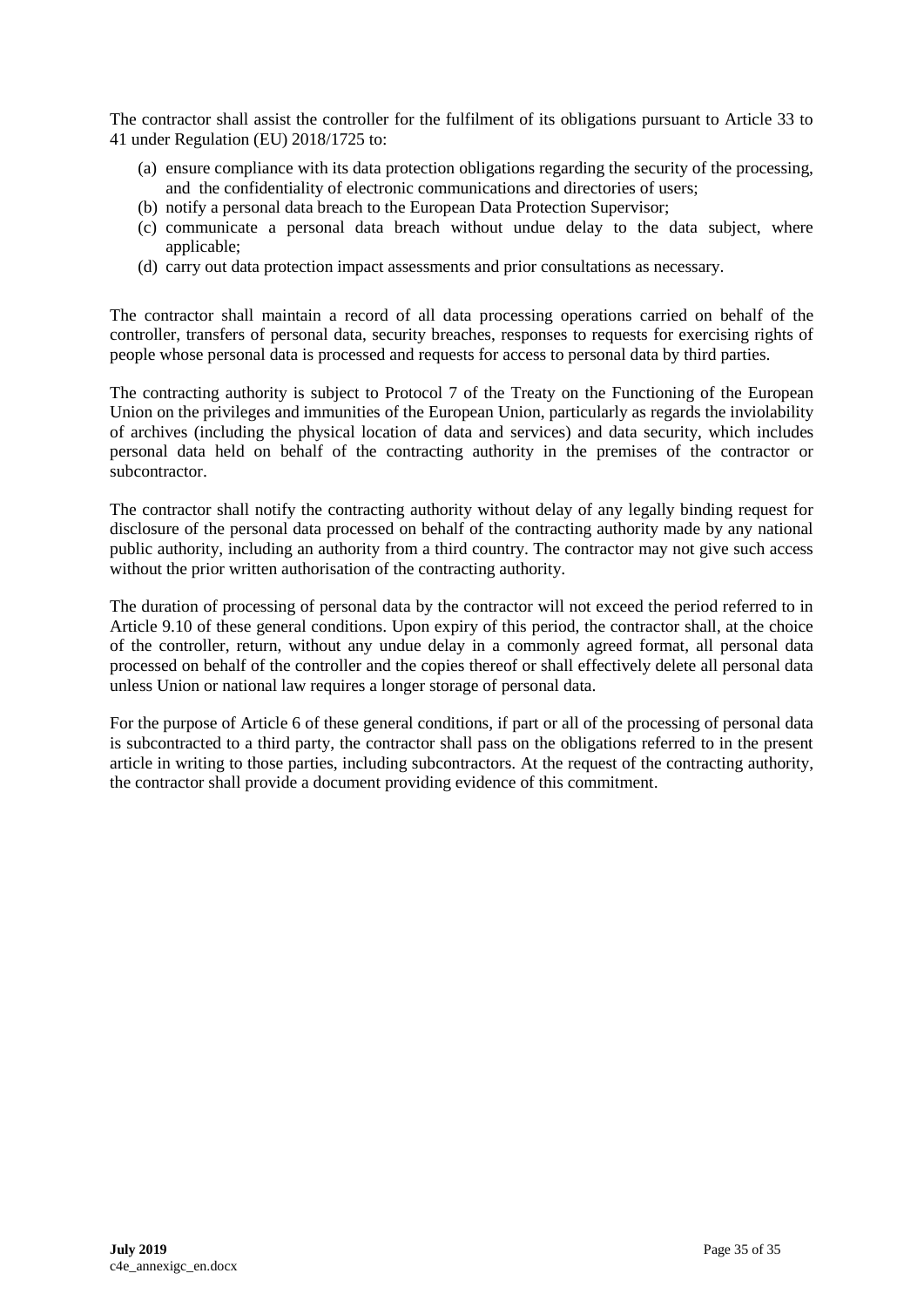The contractor shall assist the controller for the fulfilment of its obligations pursuant to Article 33 to 41 under Regulation (EU) 2018/1725 to:

(a) ensure compliance with its data protection obligations regarding the security of the processing, and the confidentiality of electronic communications and directories of users;
(b) notify a personal data breach to the European Data Protection Supervisor;
(c) communicate a personal data breach without undue delay to the data subject, where applicable;
(d) carry out data protection impact assessments and prior consultations as necessary.

The contractor shall maintain a record of all data processing operations carried on behalf of the controller, transfers of personal data, security breaches, responses to requests for exercising rights of people whose personal data is processed and requests for access to personal data by third parties.

The contracting authority is subject to Protocol 7 of the Treaty on the Functioning of the European Union on the privileges and immunities of the European Union, particularly as regards the inviolability of archives (including the physical location of data and services) and data security, which includes personal data held on behalf of the contracting authority in the premises of the contractor or subcontractor.

The contractor shall notify the contracting authority without delay of any legally binding request for disclosure of the personal data processed on behalf of the contracting authority made by any national public authority, including an authority from a third country. The contractor may not give such access without the prior written authorisation of the contracting authority.

The duration of processing of personal data by the contractor will not exceed the period referred to in Article 9.10 of these general conditions. Upon expiry of this period, the contractor shall, at the choice of the controller, return, without any undue delay in a commonly agreed format, all personal data processed on behalf of the controller and the copies thereof or shall effectively delete all personal data unless Union or national law requires a longer storage of personal data.

For the purpose of Article 6 of these general conditions, if part or all of the processing of personal data is subcontracted to a third party, the contractor shall pass on the obligations referred to in the present article in writing to those parties, including subcontractors. At the request of the contracting authority, the contractor shall provide a document providing evidence of this commitment.